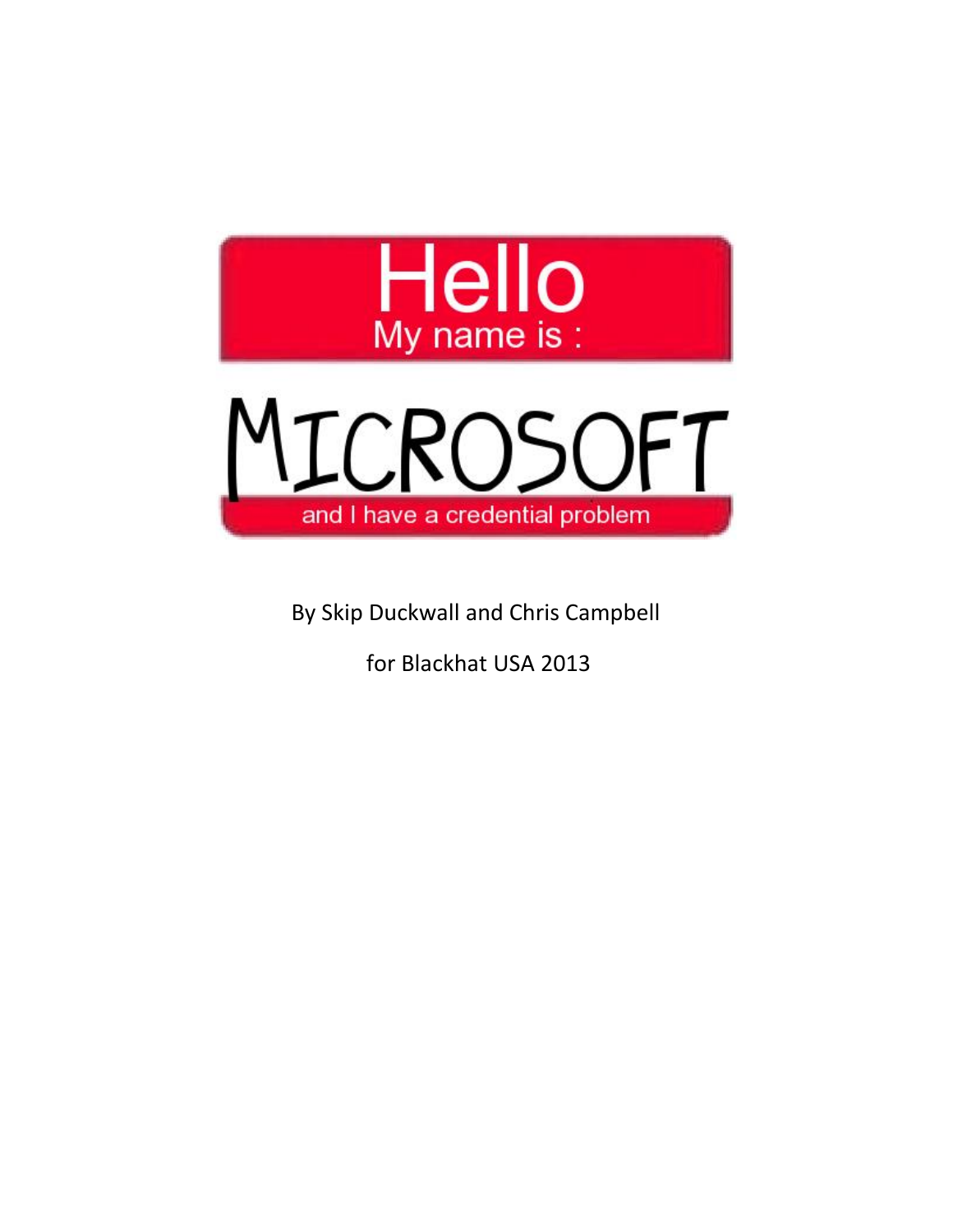# Hello
## My name is :
# MICROSOFT
### and I have a credential problem

By Skip Duckwall and Chris Campbell

for Blackhat USA 2013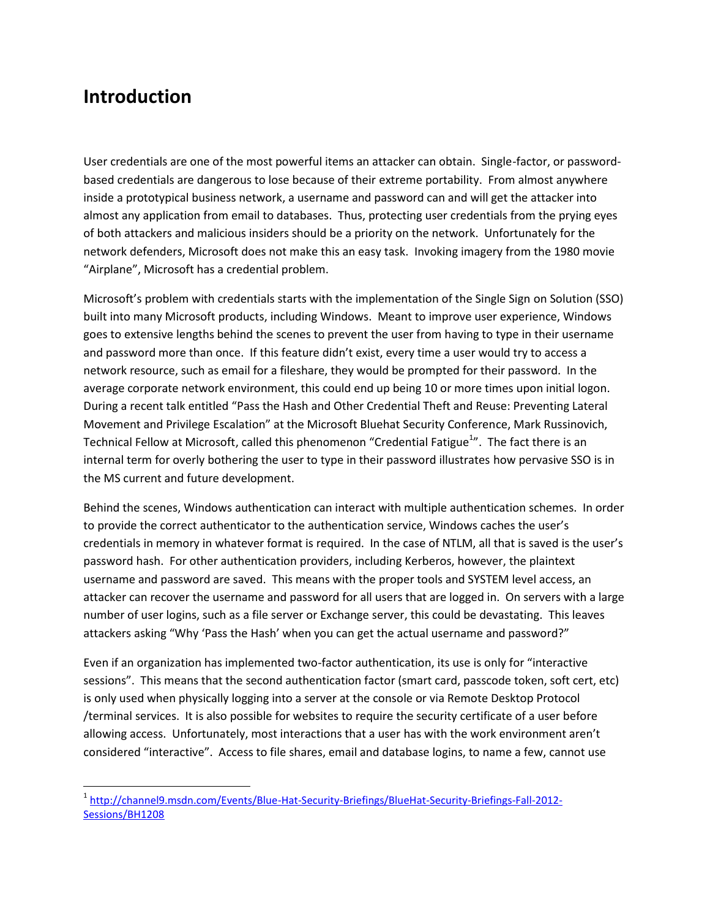# Introduction

User credentials are one of the most powerful items an attacker can obtain. Single-factor, or password-based credentials are dangerous to lose because of their extreme portability. From almost anywhere inside a prototypical business network, a username and password can and will get the attacker into almost any application from email to databases. Thus, protecting user credentials from the prying eyes of both attackers and malicious insiders should be a priority on the network. Unfortunately for the network defenders, Microsoft does not make this an easy task. Invoking imagery from the 1980 movie "Airplane", Microsoft has a credential problem.

Microsoft's problem with credentials starts with the implementation of the Single Sign on Solution (SSO) built into many Microsoft products, including Windows. Meant to improve user experience, Windows goes to extensive lengths behind the scenes to prevent the user from having to type in their username and password more than once. If this feature didn't exist, every time a user would try to access a network resource, such as email for a fileshare, they would be prompted for their password. In the average corporate network environment, this could end up being 10 or more times upon initial logon. During a recent talk entitled "Pass the Hash and Other Credential Theft and Reuse: Preventing Lateral Movement and Privilege Escalation" at the Microsoft Bluehat Security Conference, Mark Russinovich, Technical Fellow at Microsoft, called this phenomenon "Credential Fatigue[1]". The fact there is an internal term for overly bothering the user to type in their password illustrates how pervasive SSO is in the MS current and future development.

Behind the scenes, Windows authentication can interact with multiple authentication schemes. In order to provide the correct authenticator to the authentication service, Windows caches the user's credentials in memory in whatever format is required. In the case of NTLM, all that is saved is the user's password hash. For other authentication providers, including Kerberos, however, the plaintext username and password are saved. This means with the proper tools and SYSTEM level access, an attacker can recover the username and password for all users that are logged in. On servers with a large number of user logins, such as a file server or Exchange server, this could be devastating. This leaves attackers asking "Why 'Pass the Hash' when you can get the actual username and password?"

Even if an organization has implemented two-factor authentication, its use is only for "interactive sessions". This means that the second authentication factor (smart card, passcode token, soft cert, etc) is only used when physically logging into a server at the console or via Remote Desktop Protocol /terminal services. It is also possible for websites to require the security certificate of a user before allowing access. Unfortunately, most interactions that a user has with the work environment aren't considered "interactive". Access to file shares, email and database logins, to name a few, cannot use

[1] http://channel9.msdn.com/Events/Blue-Hat-Security-Briefings/BlueHat-Security-Briefings-Fall-2012-Sessions/BH1208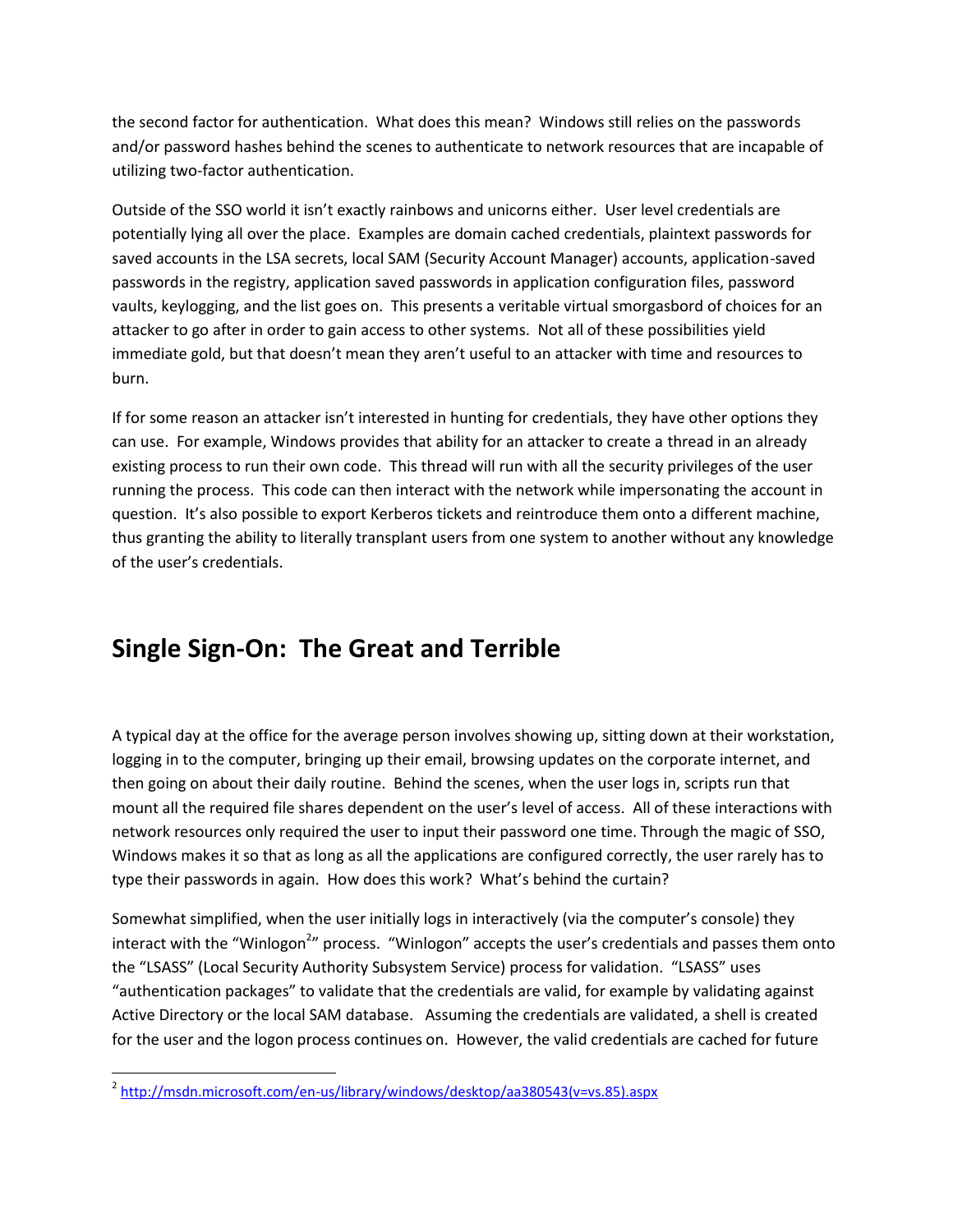the second factor for authentication. What does this mean? Windows still relies on the passwords and/or password hashes behind the scenes to authenticate to network resources that are incapable of utilizing two-factor authentication.

Outside of the SSO world it isn't exactly rainbows and unicorns either. User level credentials are potentially lying all over the place. Examples are domain cached credentials, plaintext passwords for saved accounts in the LSA secrets, local SAM (Security Account Manager) accounts, application-saved passwords in the registry, application saved passwords in application configuration files, password vaults, keylogging, and the list goes on. This presents a veritable virtual smorgasbord of choices for an attacker to go after in order to gain access to other systems. Not all of these possibilities yield immediate gold, but that doesn't mean they aren't useful to an attacker with time and resources to burn.

If for some reason an attacker isn't interested in hunting for credentials, they have other options they can use. For example, Windows provides that ability for an attacker to create a thread in an already existing process to run their own code. This thread will run with all the security privileges of the user running the process. This code can then interact with the network while impersonating the account in question. It's also possible to export Kerberos tickets and reintroduce them onto a different machine, thus granting the ability to literally transplant users from one system to another without any knowledge of the user's credentials.

## Single Sign-On: The Great and Terrible

A typical day at the office for the average person involves showing up, sitting down at their workstation, logging in to the computer, bringing up their email, browsing updates on the corporate internet, and then going on about their daily routine. Behind the scenes, when the user logs in, scripts run that mount all the required file shares dependent on the user's level of access. All of these interactions with network resources only required the user to input their password one time. Through the magic of SSO, Windows makes it so that as long as all the applications are configured correctly, the user rarely has to type their passwords in again. How does this work? What's behind the curtain?

Somewhat simplified, when the user initially logs in interactively (via the computer's console) they interact with the "Winlogon[2]" process. "Winlogon" accepts the user's credentials and passes them onto the "LSASS" (Local Security Authority Subsystem Service) process for validation. "LSASS" uses "authentication packages" to validate that the credentials are valid, for example by validating against Active Directory or the local SAM database. Assuming the credentials are validated, a shell is created for the user and the logon process continues on. However, the valid credentials are cached for future

[2] http://msdn.microsoft.com/en-us/library/windows/desktop/aa380543(v=vs.85).aspx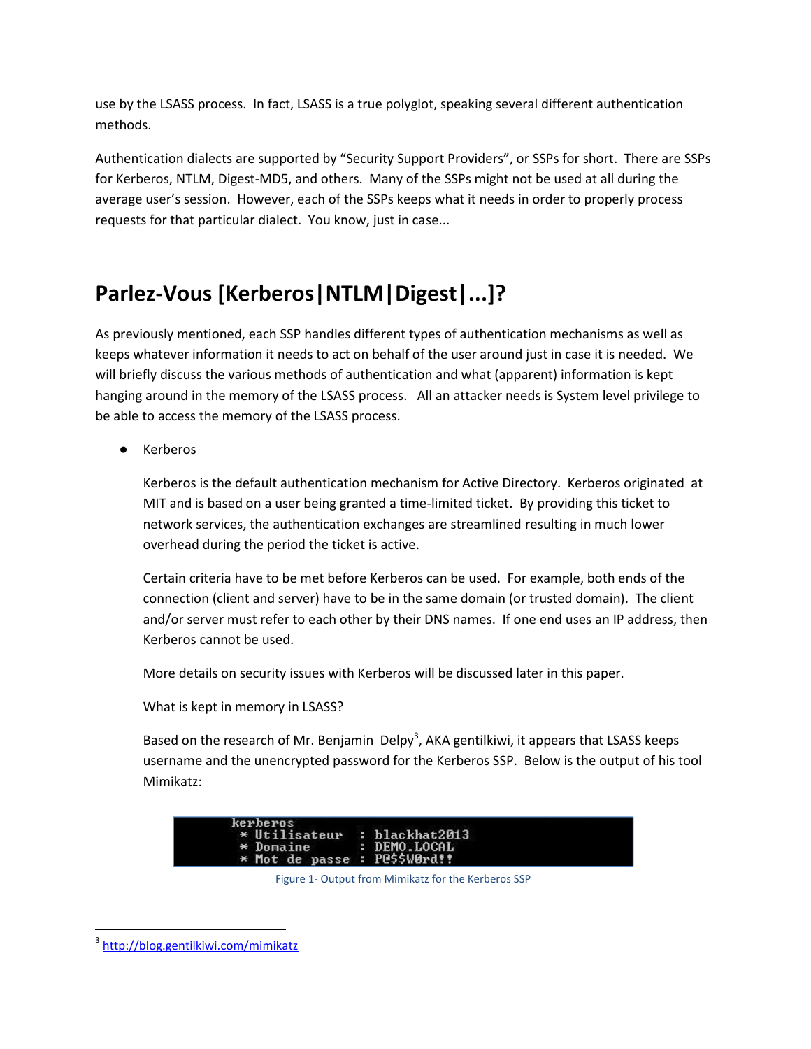use by the LSASS process. In fact, LSASS is a true polyglot, speaking several different authentication methods.

Authentication dialects are supported by "Security Support Providers", or SSPs for short. There are SSPs for Kerberos, NTLM, Digest-MD5, and others. Many of the SSPs might not be used at all during the average user's session. However, each of the SSPs keeps what it needs in order to properly process requests for that particular dialect. You know, just in case...

# Parlez-Vous [Kerberos|NTLM|Digest|...]?

As previously mentioned, each SSP handles different types of authentication mechanisms as well as keeps whatever information it needs to act on behalf of the user around just in case it is needed. We will briefly discuss the various methods of authentication and what (apparent) information is kept hanging around in the memory of the LSASS process. All an attacker needs is System level privilege to be able to access the memory of the LSASS process.

- Kerberos

  Kerberos is the default authentication mechanism for Active Directory. Kerberos originated at MIT and is based on a user being granted a time-limited ticket. By providing this ticket to network services, the authentication exchanges are streamlined resulting in much lower overhead during the period the ticket is active.

  Certain criteria have to be met before Kerberos can be used. For example, both ends of the connection (client and server) have to be in the same domain (or trusted domain). The client and/or server must refer to each other by their DNS names. If one end uses an IP address, then Kerberos cannot be used.

  More details on security issues with Kerberos will be discussed later in this paper.

  What is kept in memory in LSASS?

  Based on the research of Mr. Benjamin Delpy[3], AKA gentilkiwi, it appears that LSASS keeps username and the unencrypted password for the Kerberos SSP. Below is the output of his tool Mimikatz:

```
kerberos
 * Utilisateur  : blackhat2013
 * Domaine      : DEMO.LOCAL
 * Mot de passe : P@$$W0rd!!
```

Figure 1- Output from Mimikatz for the Kerberos SSP

[3] http://blog.gentilkiwi.com/mimikatz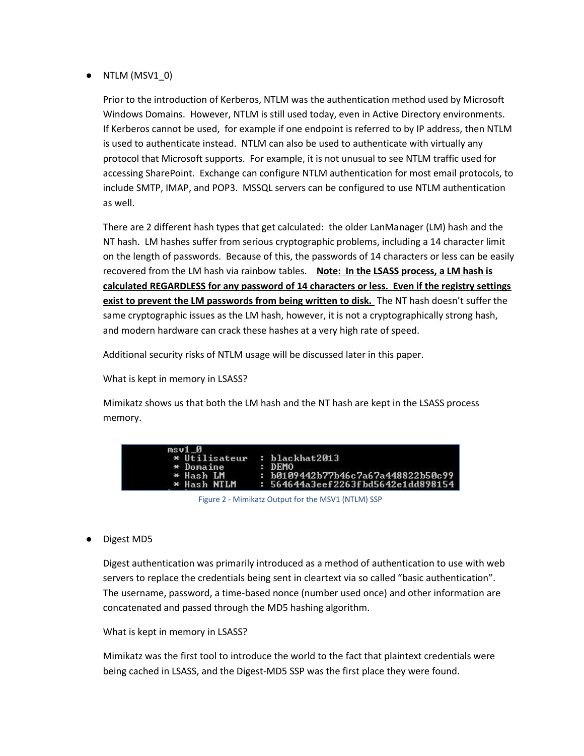- NTLM (MSV1_0)

  Prior to the introduction of Kerberos, NTLM was the authentication method used by Microsoft Windows Domains. However, NTLM is still used today, even in Active Directory environments. If Kerberos cannot be used, for example if one endpoint is referred to by IP address, then NTLM is used to authenticate instead. NTLM can also be used to authenticate with virtually any protocol that Microsoft supports. For example, it is not unusual to see NTLM traffic used for accessing SharePoint. Exchange can configure NTLM authentication for most email protocols, to include SMTP, IMAP, and POP3. MSSQL servers can be configured to use NTLM authentication as well.

  There are 2 different hash types that get calculated: the older LanManager (LM) hash and the NT hash. LM hashes suffer from serious cryptographic problems, including a 14 character limit on the length of passwords. Because of this, the passwords of 14 characters or less can be easily recovered from the LM hash via rainbow tables. **<u>Note: In the LSASS process, a LM hash is calculated REGARDLESS for any password of 14 characters or less. Even if the registry settings exist to prevent the LM passwords from being written to disk.</u>** The NT hash doesn't suffer the same cryptographic issues as the LM hash, however, it is not a cryptographically strong hash, and modern hardware can crack these hashes at a very high rate of speed.

  Additional security risks of NTLM usage will be discussed later in this paper.

  What is kept in memory in LSASS?

  Mimikatz shows us that both the LM hash and the NT hash are kept in the LSASS process memory.

```
msv1_0
 * Utilisateur  : blackhat2013
 * Domaine      : DEMO
 * Hash LM      : b0109442b77b46c7a67a448822b50c99
 * Hash NTLM    : 564644a3eef2263fbd5642e1dd898154
```

Figure 2 - Mimikatz Output for the MSV1 (NTLM) SSP

- Digest MD5

  Digest authentication was primarily introduced as a method of authentication to use with web servers to replace the credentials being sent in cleartext via so called "basic authentication". The username, password, a time-based nonce (number used once) and other information are concatenated and passed through the MD5 hashing algorithm.

  What is kept in memory in LSASS?

  Mimikatz was the first tool to introduce the world to the fact that plaintext credentials were being cached in LSASS, and the Digest-MD5 SSP was the first place they were found.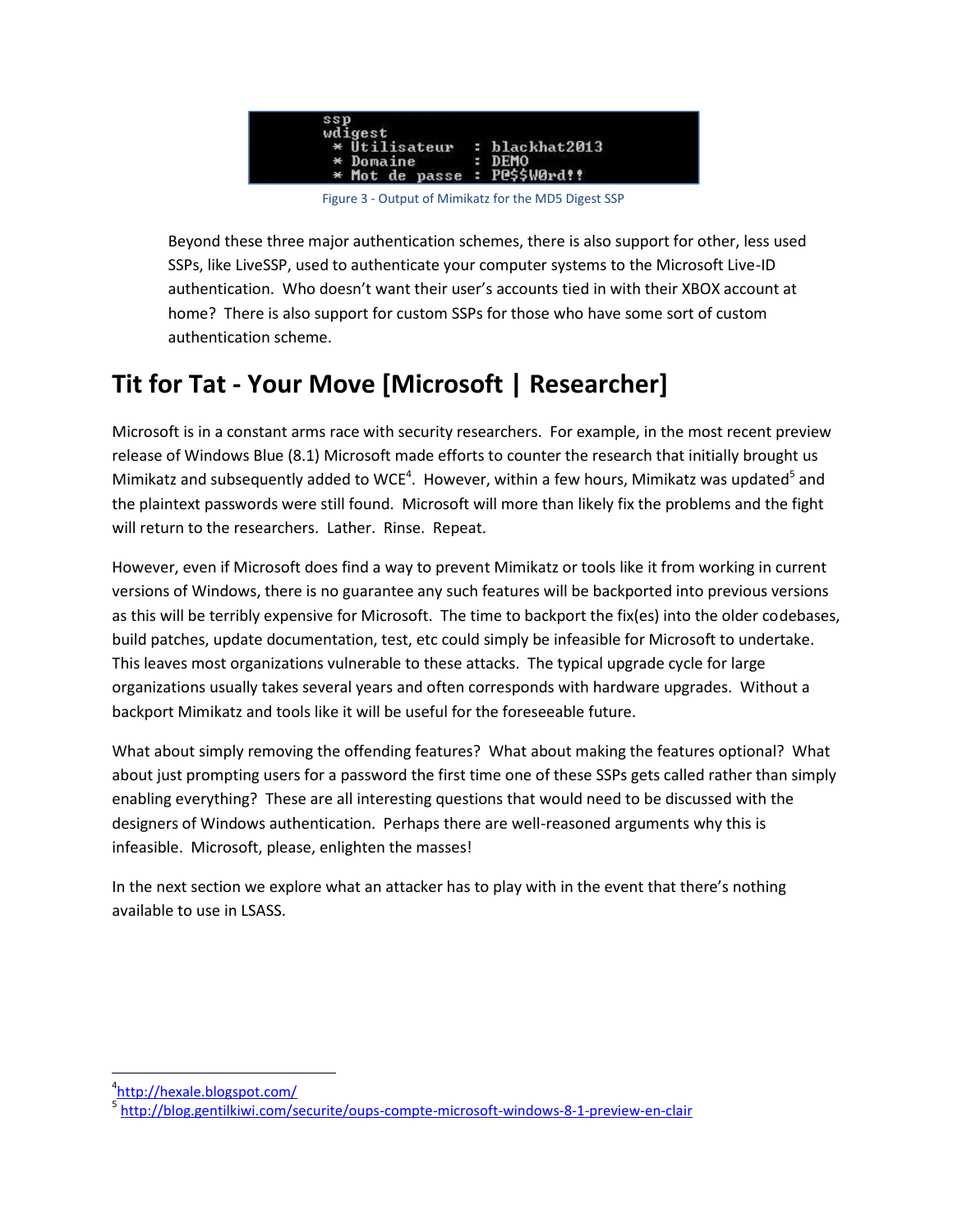```
ssp
wdigest
 * Utilisateur  : blackhat2013
 * Domaine      : DEMO
 * Mot de passe : P@$$W0rd!!
```

Figure 3 - Output of Mimikatz for the MD5 Digest SSP

Beyond these three major authentication schemes, there is also support for other, less used SSPs, like LiveSSP, used to authenticate your computer systems to the Microsoft Live-ID authentication. Who doesn't want their user's accounts tied in with their XBOX account at home? There is also support for custom SSPs for those who have some sort of custom authentication scheme.

# Tit for Tat - Your Move [Microsoft | Researcher]

Microsoft is in a constant arms race with security researchers. For example, in the most recent preview release of Windows Blue (8.1) Microsoft made efforts to counter the research that initially brought us Mimikatz and subsequently added to WCE[4]. However, within a few hours, Mimikatz was updated[5] and the plaintext passwords were still found. Microsoft will more than likely fix the problems and the fight will return to the researchers. Lather. Rinse. Repeat.

However, even if Microsoft does find a way to prevent Mimikatz or tools like it from working in current versions of Windows, there is no guarantee any such features will be backported into previous versions as this will be terribly expensive for Microsoft. The time to backport the fix(es) into the older codebases, build patches, update documentation, test, etc could simply be infeasible for Microsoft to undertake. This leaves most organizations vulnerable to these attacks. The typical upgrade cycle for large organizations usually takes several years and often corresponds with hardware upgrades. Without a backport Mimikatz and tools like it will be useful for the foreseeable future.

What about simply removing the offending features? What about making the features optional? What about just prompting users for a password the first time one of these SSPs gets called rather than simply enabling everything? These are all interesting questions that would need to be discussed with the designers of Windows authentication. Perhaps there are well-reasoned arguments why this is infeasible. Microsoft, please, enlighten the masses!

In the next section we explore what an attacker has to play with in the event that there's nothing available to use in LSASS.

---

[4] http://hexale.blogspot.com/

[5] http://blog.gentilkiwi.com/securite/oups-compte-microsoft-windows-8-1-preview-en-clair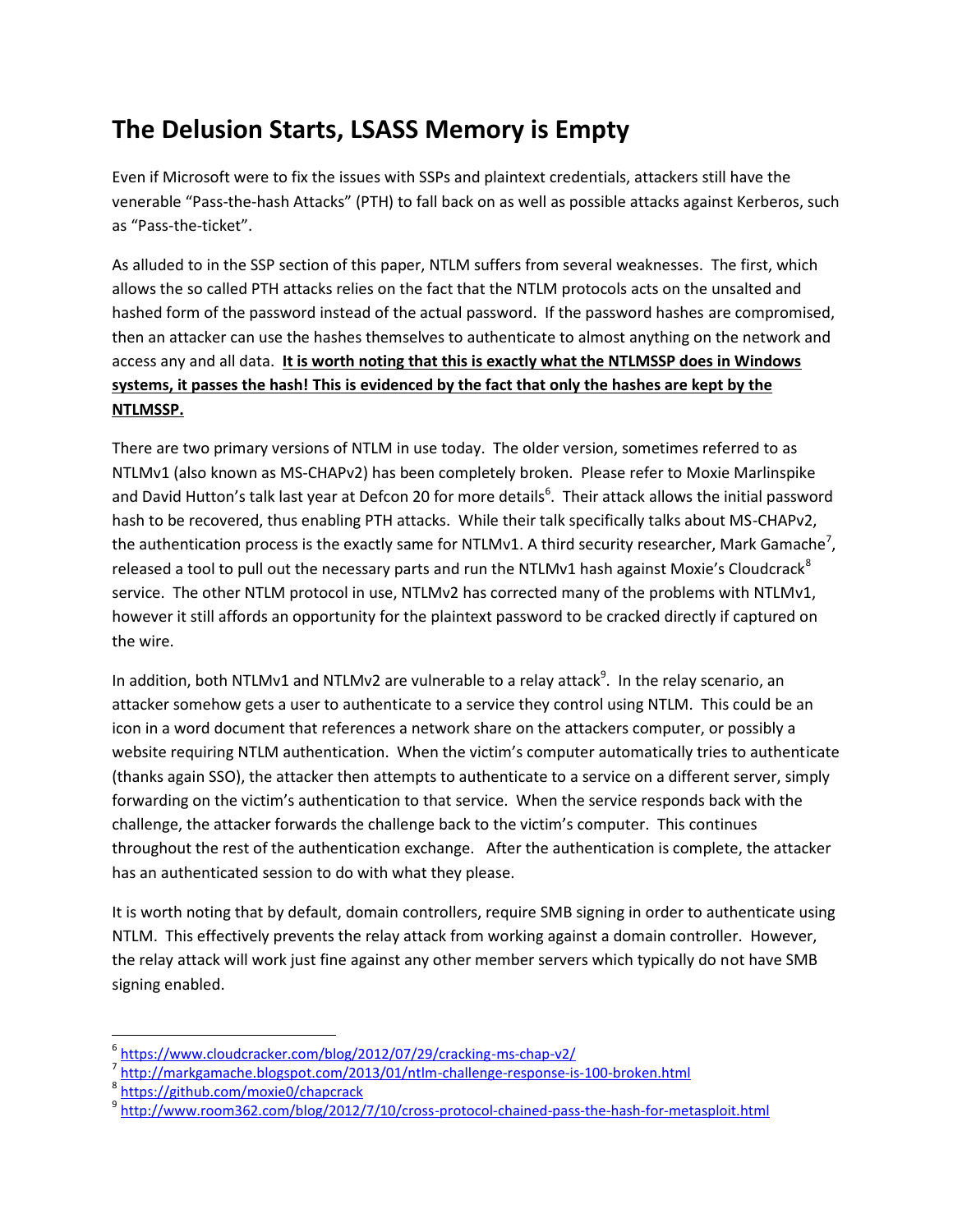# The Delusion Starts, LSASS Memory is Empty

Even if Microsoft were to fix the issues with SSPs and plaintext credentials, attackers still have the venerable "Pass-the-hash Attacks" (PTH) to fall back on as well as possible attacks against Kerberos, such as "Pass-the-ticket".

As alluded to in the SSP section of this paper, NTLM suffers from several weaknesses. The first, which allows the so called PTH attacks relies on the fact that the NTLM protocols acts on the unsalted and hashed form of the password instead of the actual password. If the password hashes are compromised, then an attacker can use the hashes themselves to authenticate to almost anything on the network and access any and all data. **It is worth noting that this is exactly what the NTLMSSP does in Windows systems, it passes the hash! This is evidenced by the fact that only the hashes are kept by the NTLMSSP.**

There are two primary versions of NTLM in use today. The older version, sometimes referred to as NTLMv1 (also known as MS-CHAPv2) has been completely broken. Please refer to Moxie Marlinspike and David Hutton's talk last year at Defcon 20 for more details[6]. Their attack allows the initial password hash to be recovered, thus enabling PTH attacks. While their talk specifically talks about MS-CHAPv2, the authentication process is the exactly same for NTLMv1. A third security researcher, Mark Gamache[7], released a tool to pull out the necessary parts and run the NTLMv1 hash against Moxie's Cloudcrack[8] service. The other NTLM protocol in use, NTLMv2 has corrected many of the problems with NTLMv1, however it still affords an opportunity for the plaintext password to be cracked directly if captured on the wire.

In addition, both NTLMv1 and NTLMv2 are vulnerable to a relay attack[9]. In the relay scenario, an attacker somehow gets a user to authenticate to a service they control using NTLM. This could be an icon in a word document that references a network share on the attackers computer, or possibly a website requiring NTLM authentication. When the victim's computer automatically tries to authenticate (thanks again SSO), the attacker then attempts to authenticate to a service on a different server, simply forwarding on the victim's authentication to that service. When the service responds back with the challenge, the attacker forwards the challenge back to the victim's computer. This continues throughout the rest of the authentication exchange. After the authentication is complete, the attacker has an authenticated session to do with what they please.

It is worth noting that by default, domain controllers, require SMB signing in order to authenticate using NTLM. This effectively prevents the relay attack from working against a domain controller. However, the relay attack will work just fine against any other member servers which typically do not have SMB signing enabled.

---

[6] https://www.cloudcracker.com/blog/2012/07/29/cracking-ms-chap-v2/

[7] http://markgamache.blogspot.com/2013/01/ntlm-challenge-response-is-100-broken.html

[8] https://github.com/moxie0/chapcrack

[9] http://www.room362.com/blog/2012/7/10/cross-protocol-chained-pass-the-hash-for-metasploit.html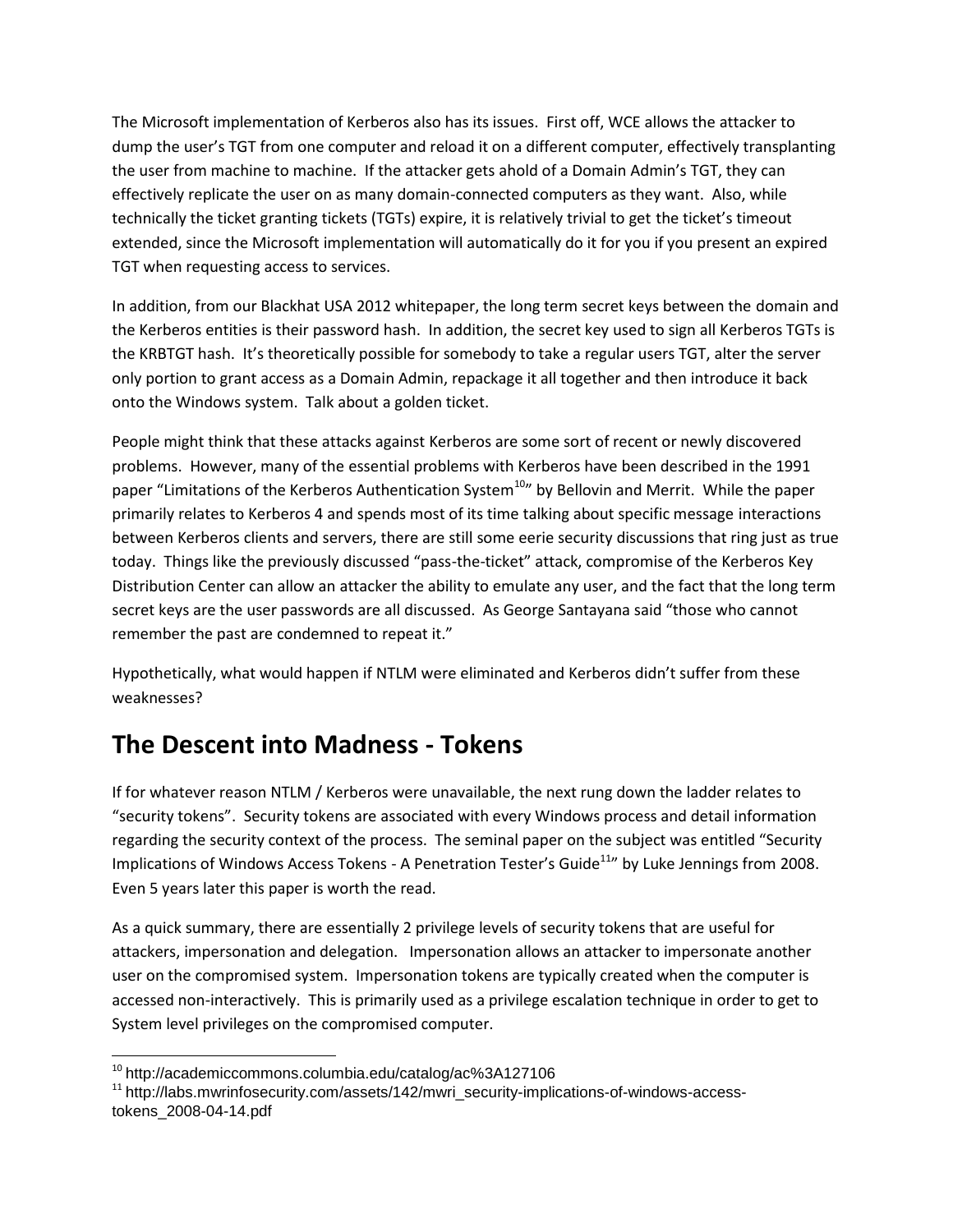The Microsoft implementation of Kerberos also has its issues. First off, WCE allows the attacker to dump the user's TGT from one computer and reload it on a different computer, effectively transplanting the user from machine to machine. If the attacker gets ahold of a Domain Admin's TGT, they can effectively replicate the user on as many domain-connected computers as they want. Also, while technically the ticket granting tickets (TGTs) expire, it is relatively trivial to get the ticket's timeout extended, since the Microsoft implementation will automatically do it for you if you present an expired TGT when requesting access to services.

In addition, from our Blackhat USA 2012 whitepaper, the long term secret keys between the domain and the Kerberos entities is their password hash. In addition, the secret key used to sign all Kerberos TGTs is the KRBTGT hash. It's theoretically possible for somebody to take a regular users TGT, alter the server only portion to grant access as a Domain Admin, repackage it all together and then introduce it back onto the Windows system. Talk about a golden ticket.

People might think that these attacks against Kerberos are some sort of recent or newly discovered problems. However, many of the essential problems with Kerberos have been described in the 1991 paper "Limitations of the Kerberos Authentication System[10]" by Bellovin and Merrit. While the paper primarily relates to Kerberos 4 and spends most of its time talking about specific message interactions between Kerberos clients and servers, there are still some eerie security discussions that ring just as true today. Things like the previously discussed "pass-the-ticket" attack, compromise of the Kerberos Key Distribution Center can allow an attacker the ability to emulate any user, and the fact that the long term secret keys are the user passwords are all discussed. As George Santayana said "those who cannot remember the past are condemned to repeat it."

Hypothetically, what would happen if NTLM were eliminated and Kerberos didn't suffer from these weaknesses?

# The Descent into Madness - Tokens

If for whatever reason NTLM / Kerberos were unavailable, the next rung down the ladder relates to "security tokens". Security tokens are associated with every Windows process and detail information regarding the security context of the process. The seminal paper on the subject was entitled "Security Implications of Windows Access Tokens - A Penetration Tester's Guide[11]" by Luke Jennings from 2008. Even 5 years later this paper is worth the read.

As a quick summary, there are essentially 2 privilege levels of security tokens that are useful for attackers, impersonation and delegation. Impersonation allows an attacker to impersonate another user on the compromised system. Impersonation tokens are typically created when the computer is accessed non-interactively. This is primarily used as a privilege escalation technique in order to get to System level privileges on the compromised computer.

---

[10] http://academiccommons.columbia.edu/catalog/ac%3A127106

[11] http://labs.mwrinfosecurity.com/assets/142/mwri_security-implications-of-windows-access-tokens_2008-04-14.pdf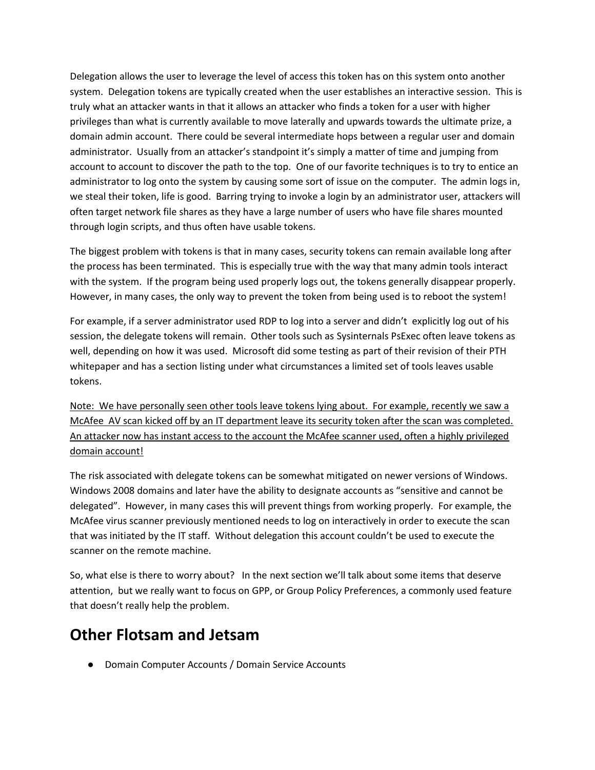Delegation allows the user to leverage the level of access this token has on this system onto another system. Delegation tokens are typically created when the user establishes an interactive session. This is truly what an attacker wants in that it allows an attacker who finds a token for a user with higher privileges than what is currently available to move laterally and upwards towards the ultimate prize, a domain admin account. There could be several intermediate hops between a regular user and domain administrator. Usually from an attacker's standpoint it's simply a matter of time and jumping from account to account to discover the path to the top. One of our favorite techniques is to try to entice an administrator to log onto the system by causing some sort of issue on the computer. The admin logs in, we steal their token, life is good. Barring trying to invoke a login by an administrator user, attackers will often target network file shares as they have a large number of users who have file shares mounted through login scripts, and thus often have usable tokens.

The biggest problem with tokens is that in many cases, security tokens can remain available long after the process has been terminated. This is especially true with the way that many admin tools interact with the system. If the program being used properly logs out, the tokens generally disappear properly. However, in many cases, the only way to prevent the token from being used is to reboot the system!

For example, if a server administrator used RDP to log into a server and didn't explicitly log out of his session, the delegate tokens will remain. Other tools such as Sysinternals PsExec often leave tokens as well, depending on how it was used. Microsoft did some testing as part of their revision of their PTH whitepaper and has a section listing under what circumstances a limited set of tools leaves usable tokens.

<u>Note: We have personally seen other tools leave tokens lying about. For example, recently we saw a McAfee AV scan kicked off by an IT department leave its security token after the scan was completed. An attacker now has instant access to the account the McAfee scanner used, often a highly privileged domain account!</u>

The risk associated with delegate tokens can be somewhat mitigated on newer versions of Windows. Windows 2008 domains and later have the ability to designate accounts as "sensitive and cannot be delegated". However, in many cases this will prevent things from working properly. For example, the McAfee virus scanner previously mentioned needs to log on interactively in order to execute the scan that was initiated by the IT staff. Without delegation this account couldn't be used to execute the scanner on the remote machine.

So, what else is there to worry about? In the next section we'll talk about some items that deserve attention, but we really want to focus on GPP, or Group Policy Preferences, a commonly used feature that doesn't really help the problem.

## Other Flotsam and Jetsam

- Domain Computer Accounts / Domain Service Accounts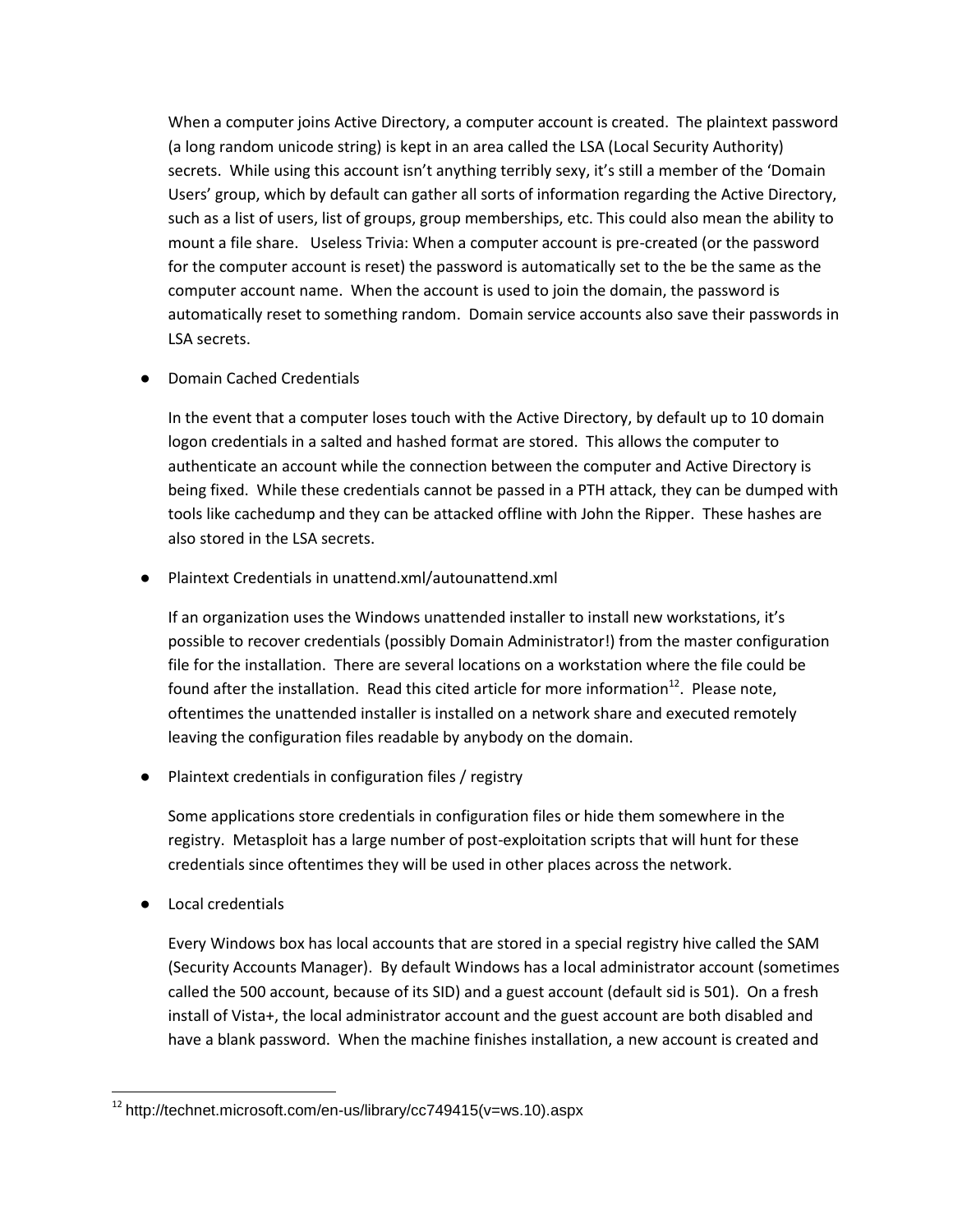When a computer joins Active Directory, a computer account is created. The plaintext password (a long random unicode string) is kept in an area called the LSA (Local Security Authority) secrets. While using this account isn't anything terribly sexy, it's still a member of the 'Domain Users' group, which by default can gather all sorts of information regarding the Active Directory, such as a list of users, list of groups, group memberships, etc. This could also mean the ability to mount a file share. Useless Trivia: When a computer account is pre-created (or the password for the computer account is reset) the password is automatically set to the be the same as the computer account name. When the account is used to join the domain, the password is automatically reset to something random. Domain service accounts also save their passwords in LSA secrets.

- Domain Cached Credentials

  In the event that a computer loses touch with the Active Directory, by default up to 10 domain logon credentials in a salted and hashed format are stored. This allows the computer to authenticate an account while the connection between the computer and Active Directory is being fixed. While these credentials cannot be passed in a PTH attack, they can be dumped with tools like cachedump and they can be attacked offline with John the Ripper. These hashes are also stored in the LSA secrets.

- Plaintext Credentials in unattend.xml/autounattend.xml

  If an organization uses the Windows unattended installer to install new workstations, it's possible to recover credentials (possibly Domain Administrator!) from the master configuration file for the installation. There are several locations on a workstation where the file could be found after the installation. Read this cited article for more information[12]. Please note, oftentimes the unattended installer is installed on a network share and executed remotely leaving the configuration files readable by anybody on the domain.

- Plaintext credentials in configuration files / registry

  Some applications store credentials in configuration files or hide them somewhere in the registry. Metasploit has a large number of post-exploitation scripts that will hunt for these credentials since oftentimes they will be used in other places across the network.

- Local credentials

  Every Windows box has local accounts that are stored in a special registry hive called the SAM (Security Accounts Manager). By default Windows has a local administrator account (sometimes called the 500 account, because of its SID) and a guest account (default sid is 501). On a fresh install of Vista+, the local administrator account and the guest account are both disabled and have a blank password. When the machine finishes installation, a new account is created and

[12] http://technet.microsoft.com/en-us/library/cc749415(v=ws.10).aspx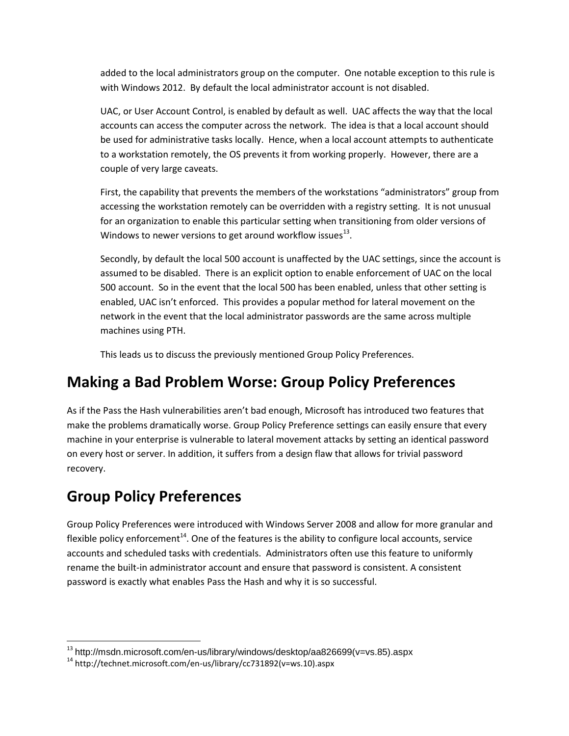added to the local administrators group on the computer. One notable exception to this rule is with Windows 2012. By default the local administrator account is not disabled.

UAC, or User Account Control, is enabled by default as well. UAC affects the way that the local accounts can access the computer across the network. The idea is that a local account should be used for administrative tasks locally. Hence, when a local account attempts to authenticate to a workstation remotely, the OS prevents it from working properly. However, there are a couple of very large caveats.

First, the capability that prevents the members of the workstations “administrators” group from accessing the workstation remotely can be overridden with a registry setting. It is not unusual for an organization to enable this particular setting when transitioning from older versions of Windows to newer versions to get around workflow issues[13].

Secondly, by default the local 500 account is unaffected by the UAC settings, since the account is assumed to be disabled. There is an explicit option to enable enforcement of UAC on the local 500 account. So in the event that the local 500 has been enabled, unless that other setting is enabled, UAC isn’t enforced. This provides a popular method for lateral movement on the network in the event that the local administrator passwords are the same across multiple machines using PTH.

This leads us to discuss the previously mentioned Group Policy Preferences.

## Making a Bad Problem Worse: Group Policy Preferences

As if the Pass the Hash vulnerabilities aren’t bad enough, Microsoft has introduced two features that make the problems dramatically worse. Group Policy Preference settings can easily ensure that every machine in your enterprise is vulnerable to lateral movement attacks by setting an identical password on every host or server. In addition, it suffers from a design flaw that allows for trivial password recovery.

## Group Policy Preferences

Group Policy Preferences were introduced with Windows Server 2008 and allow for more granular and flexible policy enforcement[14]. One of the features is the ability to configure local accounts, service accounts and scheduled tasks with credentials. Administrators often use this feature to uniformly rename the built-in administrator account and ensure that password is consistent. A consistent password is exactly what enables Pass the Hash and why it is so successful.

---

[13] http://msdn.microsoft.com/en-us/library/windows/desktop/aa826699(v=vs.85).aspx

[14] http://technet.microsoft.com/en-us/library/cc731892(v=ws.10).aspx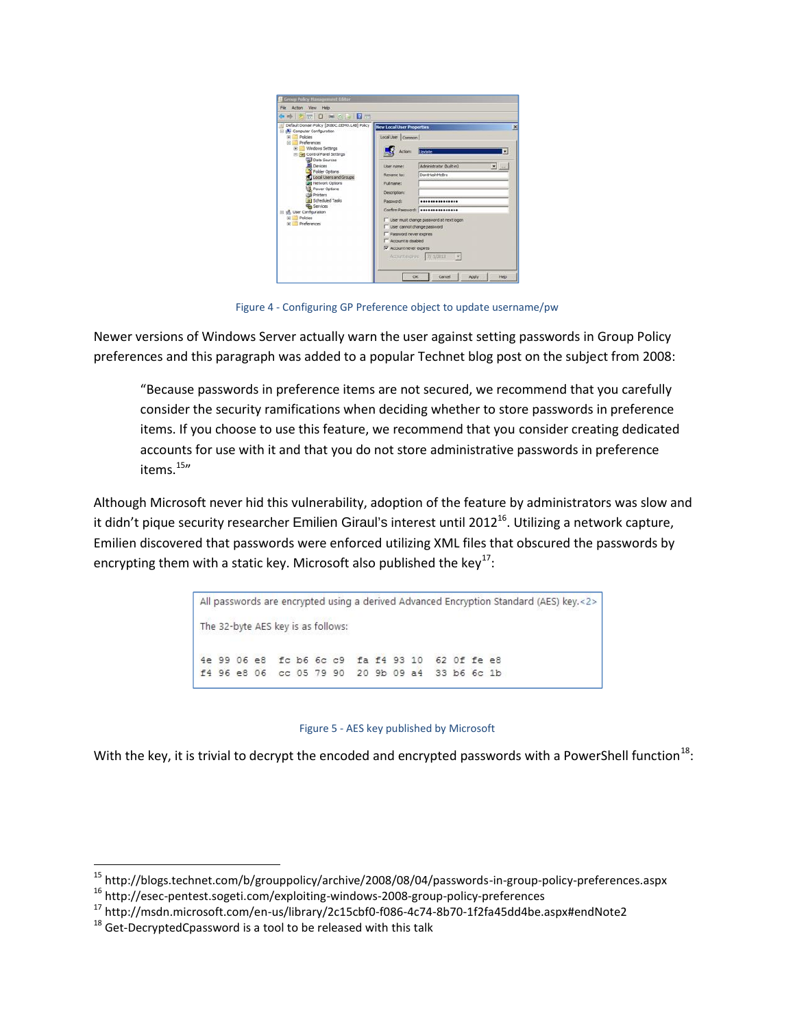Figure 4 - Configuring GP Preference object to update username/pw

Newer versions of Windows Server actually warn the user against setting passwords in Group Policy preferences and this paragraph was added to a popular Technet blog post on the subject from 2008:

> "Because passwords in preference items are not secured, we recommend that you carefully consider the security ramifications when deciding whether to store passwords in preference items. If you choose to use this feature, we recommend that you consider creating dedicated accounts for use with it and that you do not store administrative passwords in preference items.[15]"

Although Microsoft never hid this vulnerability, adoption of the feature by administrators was slow and it didn't pique security researcher Emilien Giraul's interest until 2012[16]. Utilizing a network capture, Emilien discovered that passwords were enforced utilizing XML files that obscured the passwords by encrypting them with a static key. Microsoft also published the key[17]:

```
All passwords are encrypted using a derived Advanced Encryption Standard (AES) key.<2>

The 32-byte AES key is as follows:

4e 99 06 e8  fc b6 6c c9  fa f4 93 10  62 0f fe e8
f4 96 e8 06  cc 05 79 90  20 9b 09 a4  33 b6 6c 1b
```

Figure 5 - AES key published by Microsoft

With the key, it is trivial to decrypt the encoded and encrypted passwords with a PowerShell function[18]:

---

[15] http://blogs.technet.com/b/grouppolicy/archive/2008/08/04/passwords-in-group-policy-preferences.aspx
[16] http://esec-pentest.sogeti.com/exploiting-windows-2008-group-policy-preferences
[17] http://msdn.microsoft.com/en-us/library/2c15cbf0-f086-4c74-8b70-1f2fa45dd4be.aspx#endNote2
[18] Get-DecryptedCpassword is a tool to be released with this talk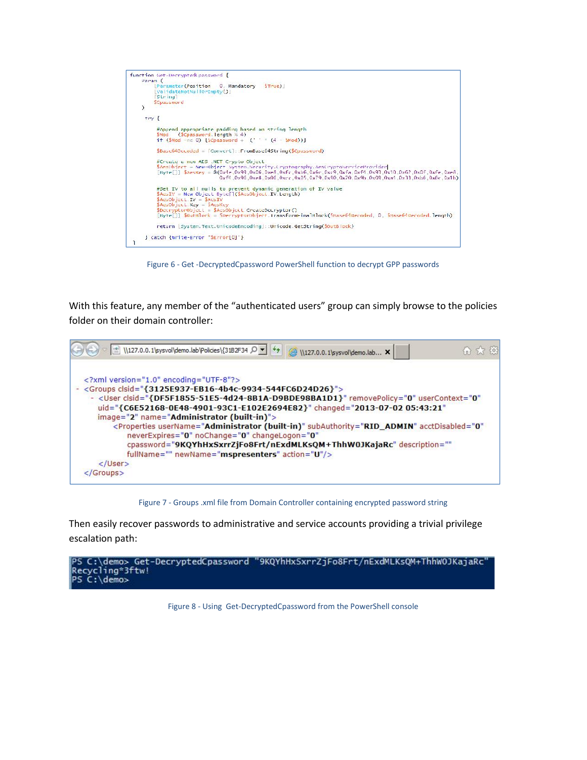```
function Get-DecryptedCpassword {
    Param (
        [Parameter(Position = 0, Mandatory = $True)]
        [ValidateNotNullOrEmpty()]
        [String]
        $Cpassword
    )

    try {

        #Append appropriate padding based on string length
        $Mod = ($Cpassword.length % 4)
        if ($Mod -ne 0) {$Cpassword += ('=' * (4 - $Mod))}

        $Base64Decoded = [Convert]::FromBase64String($Cpassword)

        #Create a new AES .NET Crypto Object
        $AesObject = New-Object System.Security.Cryptography.AesCryptoServiceProvider
        [Byte[]] $AesKey = @(0x4e,0x99,0x06,0xe8,0xfc,0xb6,0x6c,0xc9,0xfa,0xf4,0x93,0x10,0x62,0x0f,0xfe,0xe8,
                             0xf4,0x96,0xe8,0x06,0xcc,0x05,0x79,0x90,0x20,0x9b,0x09,0xa4,0x33,0xb6,0x6c,0x1b)

        #Set IV to all nulls to prevent dynamic generation of IV value
        $AesIV = New-Object Byte[]($AesObject.IV.Length)
        $AesObject.IV = $AesIV
        $AesObject.Key = $AesKey
        $DecryptorObject = $AesObject.CreateDecryptor()
        [Byte[]] $OutBlock = $DecryptorObject.TransformFinalBlock($Base64Decoded, 0, $Base64Decoded.length)

        return [System.Text.UnicodeEncoding]::Unicode.GetString($OutBlock)

    } catch {Write-Error "$Error[0]"}
}
```

Figure 6 - Get -DecryptedCpassword PowerShell function to decrypt GPP passwords

With this feature, any member of the "authenticated users" group can simply browse to the policies folder on their domain controller:

```
\\127.0.0.1\sysvol\demo.lab\Policies\{31B2F34

<?xml version="1.0" encoding="UTF-8"?>
- <Groups clsid="{3125E937-EB16-4b4c-9934-544FC6D24D26}">
  - <User clsid="{DF5F1855-51E5-4d24-8B1A-D9BDE98BA1D1}" removePolicy="0" userContext="0"
      uid="{C6E52168-0E48-4901-93C1-E102E2694E82}" changed="2013-07-02 05:43:21"
      image="2" name="Administrator (built-in)">
        <Properties userName="Administrator (built-in)" subAuthority="RID_ADMIN" acctDisabled="0"
          neverExpires="0" noChange="0" changeLogon="0"
          cpassword="9KQYhHxSxrrZjFo8Frt/nExdMLKsQM+ThhW0JKajaRc" description=""
          fullName="" newName="mspresenters" action="U"/>
    </User>
</Groups>
```

Figure 7 - Groups .xml file from Domain Controller containing encrypted password string

Then easily recover passwords to administrative and service accounts providing a trivial privilege escalation path:

```
PS C:\demo> Get-DecryptedCpassword "9KQYhHxSxrrZjFo8Frt/nExdMLKsQM+ThhW0JKajaRc"
Recycling*3ftw!
PS C:\demo>
```

Figure 8 - Using Get-DecryptedCpassword from the PowerShell console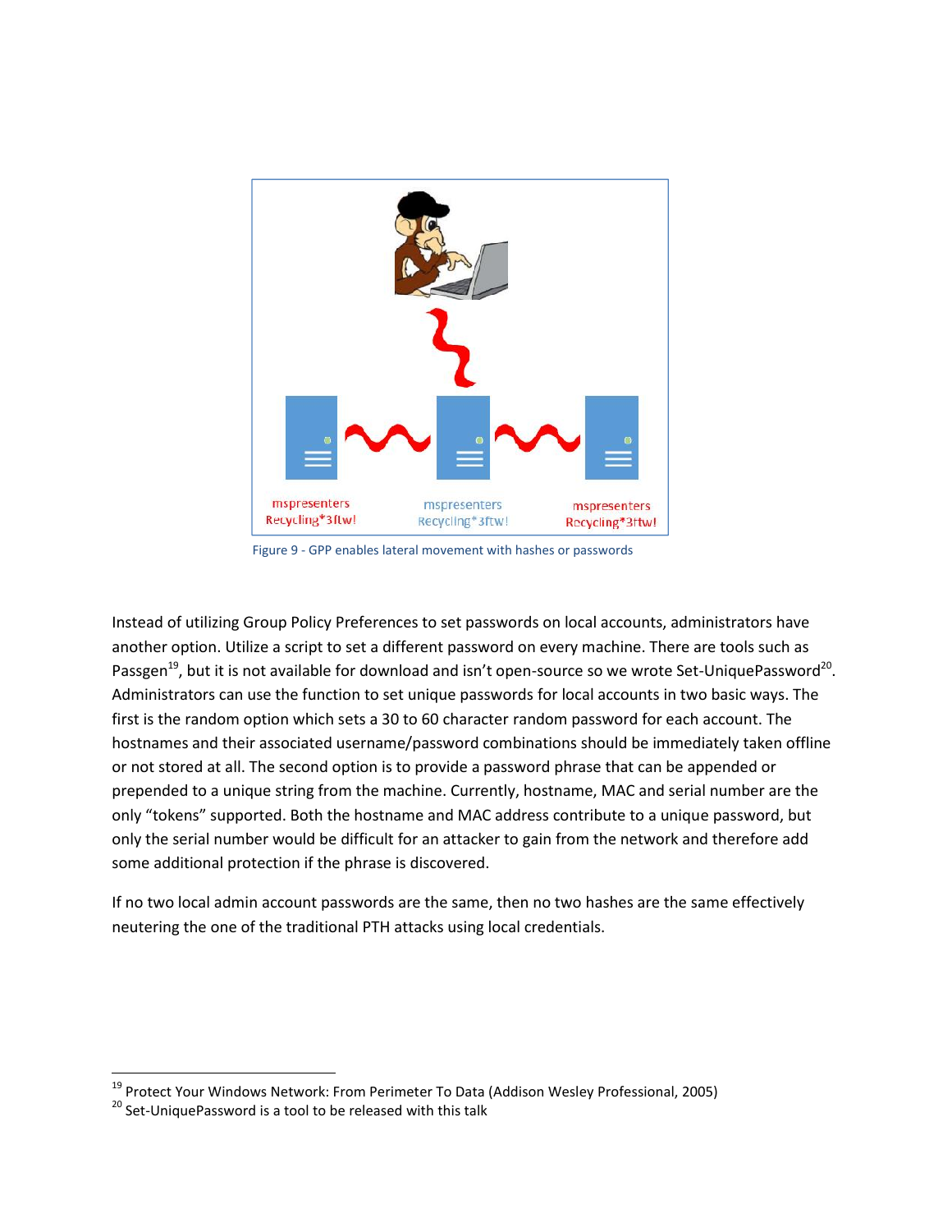Figure 9 - GPP enables lateral movement with hashes or passwords

Instead of utilizing Group Policy Preferences to set passwords on local accounts, administrators have another option. Utilize a script to set a different password on every machine. There are tools such as Passgen[19], but it is not available for download and isn't open-source so we wrote Set-UniquePassword[20]. Administrators can use the function to set unique passwords for local accounts in two basic ways. The first is the random option which sets a 30 to 60 character random password for each account. The hostnames and their associated username/password combinations should be immediately taken offline or not stored at all. The second option is to provide a password phrase that can be appended or prepended to a unique string from the machine. Currently, hostname, MAC and serial number are the only "tokens" supported. Both the hostname and MAC address contribute to a unique password, but only the serial number would be difficult for an attacker to gain from the network and therefore add some additional protection if the phrase is discovered.

If no two local admin account passwords are the same, then no two hashes are the same effectively neutering the one of the traditional PTH attacks using local credentials.

[19] Protect Your Windows Network: From Perimeter To Data (Addison Wesley Professional, 2005)

[20] Set-UniquePassword is a tool to be released with this talk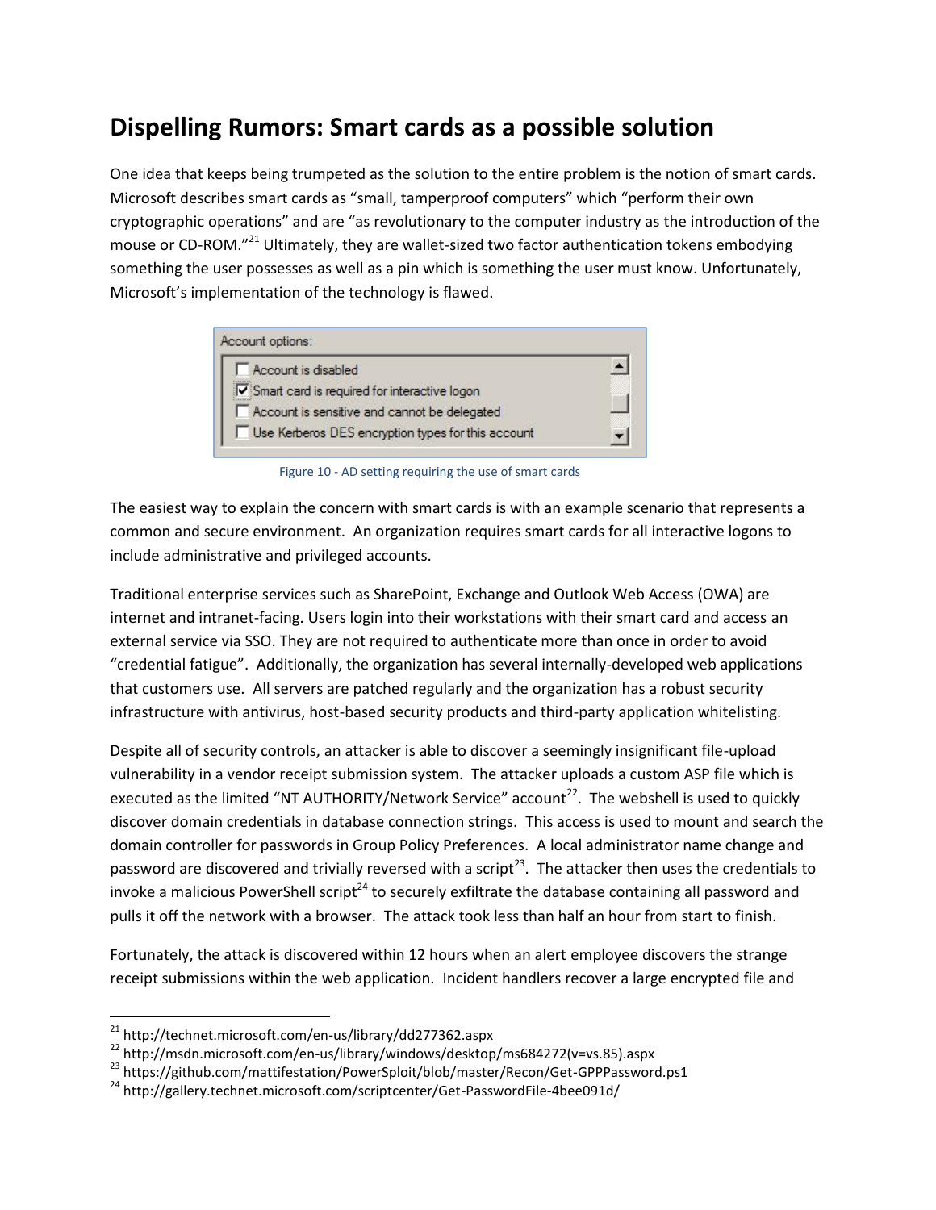## Dispelling Rumors: Smart cards as a possible solution

One idea that keeps being trumpeted as the solution to the entire problem is the notion of smart cards. Microsoft describes smart cards as "small, tamperproof computers" which "perform their own cryptographic operations" and are "as revolutionary to the computer industry as the introduction of the mouse or CD-ROM."[21] Ultimately, they are wallet-sized two factor authentication tokens embodying something the user possesses as well as a pin which is something the user must know. Unfortunately, Microsoft's implementation of the technology is flawed.

Figure 10 - AD setting requiring the use of smart cards

The easiest way to explain the concern with smart cards is with an example scenario that represents a common and secure environment. An organization requires smart cards for all interactive logons to include administrative and privileged accounts.

Traditional enterprise services such as SharePoint, Exchange and Outlook Web Access (OWA) are internet and intranet-facing. Users login into their workstations with their smart card and access an external service via SSO. They are not required to authenticate more than once in order to avoid "credential fatigue". Additionally, the organization has several internally-developed web applications that customers use. All servers are patched regularly and the organization has a robust security infrastructure with antivirus, host-based security products and third-party application whitelisting.

Despite all of security controls, an attacker is able to discover a seemingly insignificant file-upload vulnerability in a vendor receipt submission system. The attacker uploads a custom ASP file which is executed as the limited "NT AUTHORITY/Network Service" account[22]. The webshell is used to quickly discover domain credentials in database connection strings. This access is used to mount and search the domain controller for passwords in Group Policy Preferences. A local administrator name change and password are discovered and trivially reversed with a script[23]. The attacker then uses the credentials to invoke a malicious PowerShell script[24] to securely exfiltrate the database containing all password and pulls it off the network with a browser. The attack took less than half an hour from start to finish.

Fortunately, the attack is discovered within 12 hours when an alert employee discovers the strange receipt submissions within the web application. Incident handlers recover a large encrypted file and

---

[21] http://technet.microsoft.com/en-us/library/dd277362.aspx

[22] http://msdn.microsoft.com/en-us/library/windows/desktop/ms684272(v=vs.85).aspx

[23] https://github.com/mattifestation/PowerSploit/blob/master/Recon/Get-GPPPassword.ps1

[24] http://gallery.technet.microsoft.com/scriptcenter/Get-PasswordFile-4bee091d/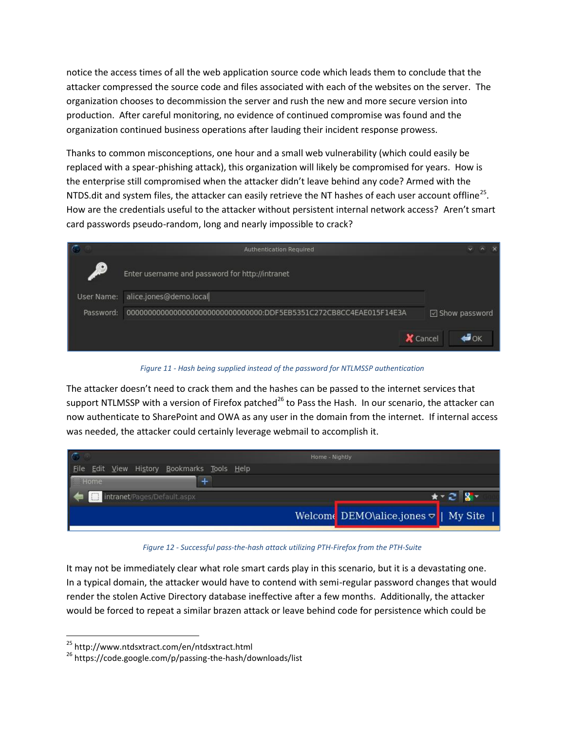notice the access times of all the web application source code which leads them to conclude that the attacker compressed the source code and files associated with each of the websites on the server. The organization chooses to decommission the server and rush the new and more secure version into production. After careful monitoring, no evidence of continued compromise was found and the organization continued business operations after lauding their incident response prowess.

Thanks to common misconceptions, one hour and a small web vulnerability (which could easily be replaced with a spear-phishing attack), this organization will likely be compromised for years. How is the enterprise still compromised when the attacker didn't leave behind any code? Armed with the NTDS.dit and system files, the attacker can easily retrieve the NT hashes of each user account offline[25]. How are the credentials useful to the attacker without persistent internal network access? Aren't smart card passwords pseudo-random, long and nearly impossible to crack?

*Figure 11 - Hash being supplied instead of the password for NTLMSSP authentication*

The attacker doesn't need to crack them and the hashes can be passed to the internet services that support NTLMSSP with a version of Firefox patched[26] to Pass the Hash. In our scenario, the attacker can now authenticate to SharePoint and OWA as any user in the domain from the internet. If internal access was needed, the attacker could certainly leverage webmail to accomplish it.

*Figure 12 - Successful pass-the-hash attack utilizing PTH-Firefox from the PTH-Suite*

It may not be immediately clear what role smart cards play in this scenario, but it is a devastating one. In a typical domain, the attacker would have to contend with semi-regular password changes that would render the stolen Active Directory database ineffective after a few months. Additionally, the attacker would be forced to repeat a similar brazen attack or leave behind code for persistence which could be

---

[25] http://www.ntdsxtract.com/en/ntdsxtract.html

[26] https://code.google.com/p/passing-the-hash/downloads/list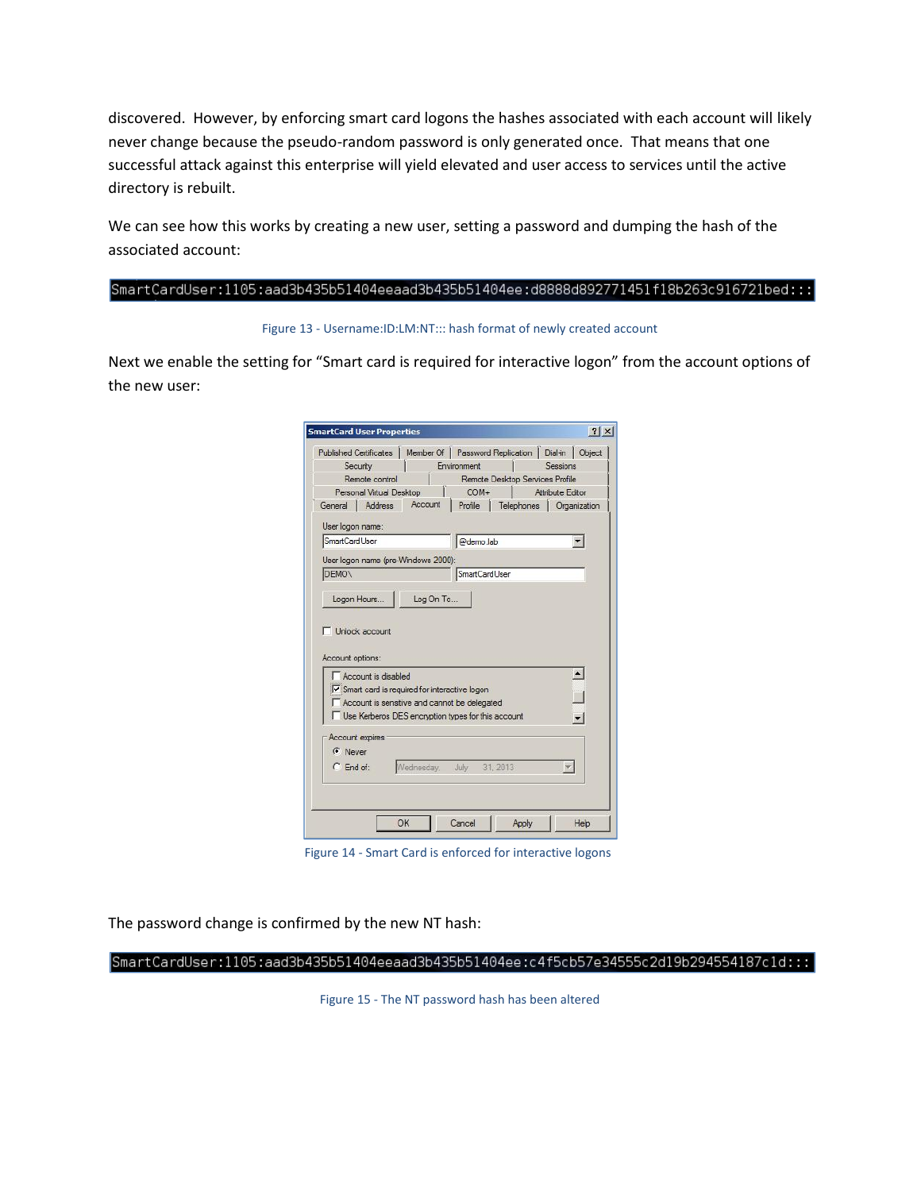discovered. However, by enforcing smart card logons the hashes associated with each account will likely never change because the pseudo-random password is only generated once. That means that one successful attack against this enterprise will yield elevated and user access to services until the active directory is rebuilt.

We can see how this works by creating a new user, setting a password and dumping the hash of the associated account:

```
SmartCardUser:1105:aad3b435b51404eeaad3b435b51404ee:d8888d892771451f18b263c916721bed:::
```

Figure 13 - Username:ID:LM:NT::: hash format of newly created account

Next we enable the setting for "Smart card is required for interactive logon" from the account options of the new user:

Figure 14 - Smart Card is enforced for interactive logons

The password change is confirmed by the new NT hash:

```
SmartCardUser:1105:aad3b435b51404eeaad3b435b51404ee:c4f5cb57e34555c2d19b294554187c1d:::
```

Figure 15 - The NT password hash has been altered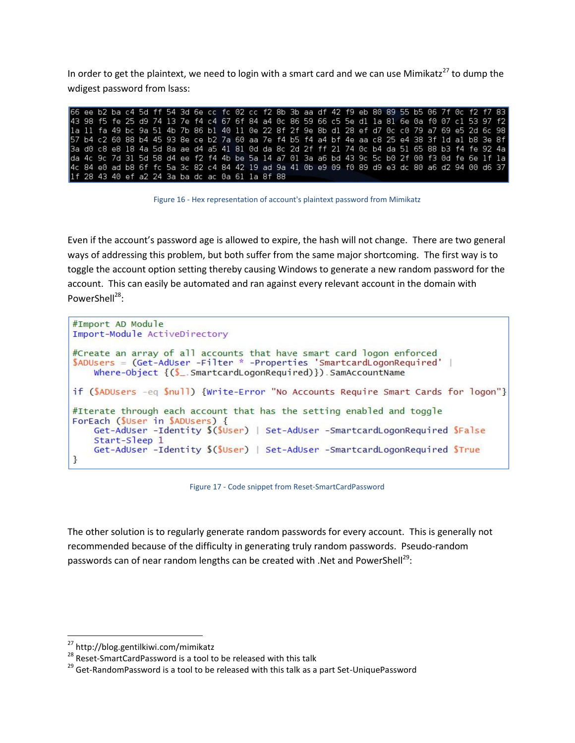In order to get the plaintext, we need to login with a smart card and we can use Mimikatz[27] to dump the wdigest password from lsass:

```
66 ee b2 ba c4 5d ff 54 3d 6e cc fc 02 cc f2 8b 3b aa df 42 f9 eb 80 89 55 b5 06 7f 0c f2 f7 83
43 98 f5 fe 25 d9 74 13 7e f4 c4 67 6f 84 a4 0c 86 59 66 c5 5e d1 1a 81 6e 0a f0 07 c1 53 97 f2
1a 11 fa 49 bc 9a 51 4b 7b 86 b1 40 11 0e 22 8f 2f 9e 8b d1 28 ef d7 0c c0 79 a7 69 e5 2d 6c 98
57 b4 c2 60 88 b4 45 93 8e ce b2 7a 60 aa 7e f4 b5 f4 a4 bf 4e aa c8 25 e4 38 3f 1d a1 b8 3e 8f
3a d0 c8 e8 18 4a 5d 8a ae d4 a5 41 81 0d da 8c 2d 2f ff 21 74 0c b4 da 51 65 88 b3 f4 fe 92 4a
da 4c 9c 7d 31 5d 58 d4 ee f2 f4 4b be 5a 14 a7 01 3a a6 bd 43 9c 5c b0 2f 00 f3 0d fe 6e 1f 1a
4c 84 e0 ad b8 6f fc 5a 3c 82 c4 84 42 19 ad 9a 41 0b e9 09 f0 89 d9 e3 dc 80 a6 d2 94 00 d6 37
1f 28 43 40 ef a2 24 3a ba dc ac 0a 61 1a 8f 88
```

Figure 16 - Hex representation of account's plaintext password from Mimikatz

Even if the account's password age is allowed to expire, the hash will not change. There are two general ways of addressing this problem, but both suffer from the same major shortcoming. The first way is to toggle the account option setting thereby causing Windows to generate a new random password for the account. This can easily be automated and ran against every relevant account in the domain with PowerShell[28]:

```
#Import AD Module
Import-Module ActiveDirectory

#Create an array of all accounts that have smart card logon enforced
$ADUsers = (Get-AdUser -Filter * -Properties 'SmartcardLogonRequired' |
    Where-Object {($_.SmartcardLogonRequired)}).SamAccountName

if ($ADUsers -eq $null) {Write-Error "No Accounts Require Smart Cards for logon"}

#Iterate through each account that has the setting enabled and toggle
ForEach ($User in $ADUsers) {
    Get-AdUser -Identity $($User) | Set-AdUser -SmartcardLogonRequired $False
    Start-Sleep 1
    Get-AdUser -Identity $($User) | Set-AdUser -SmartcardLogonRequired $True
}
```

Figure 17 - Code snippet from Reset-SmartCardPassword

The other solution is to regularly generate random passwords for every account. This is generally not recommended because of the difficulty in generating truly random passwords. Pseudo-random passwords can of near random lengths can be created with .Net and PowerShell[29]:

---

[27] http://blog.gentilkiwi.com/mimikatz

[28] Reset-SmartCardPassword is a tool to be released with this talk

[29] Get-RandomPassword is a tool to be released with this talk as a part Set-UniquePassword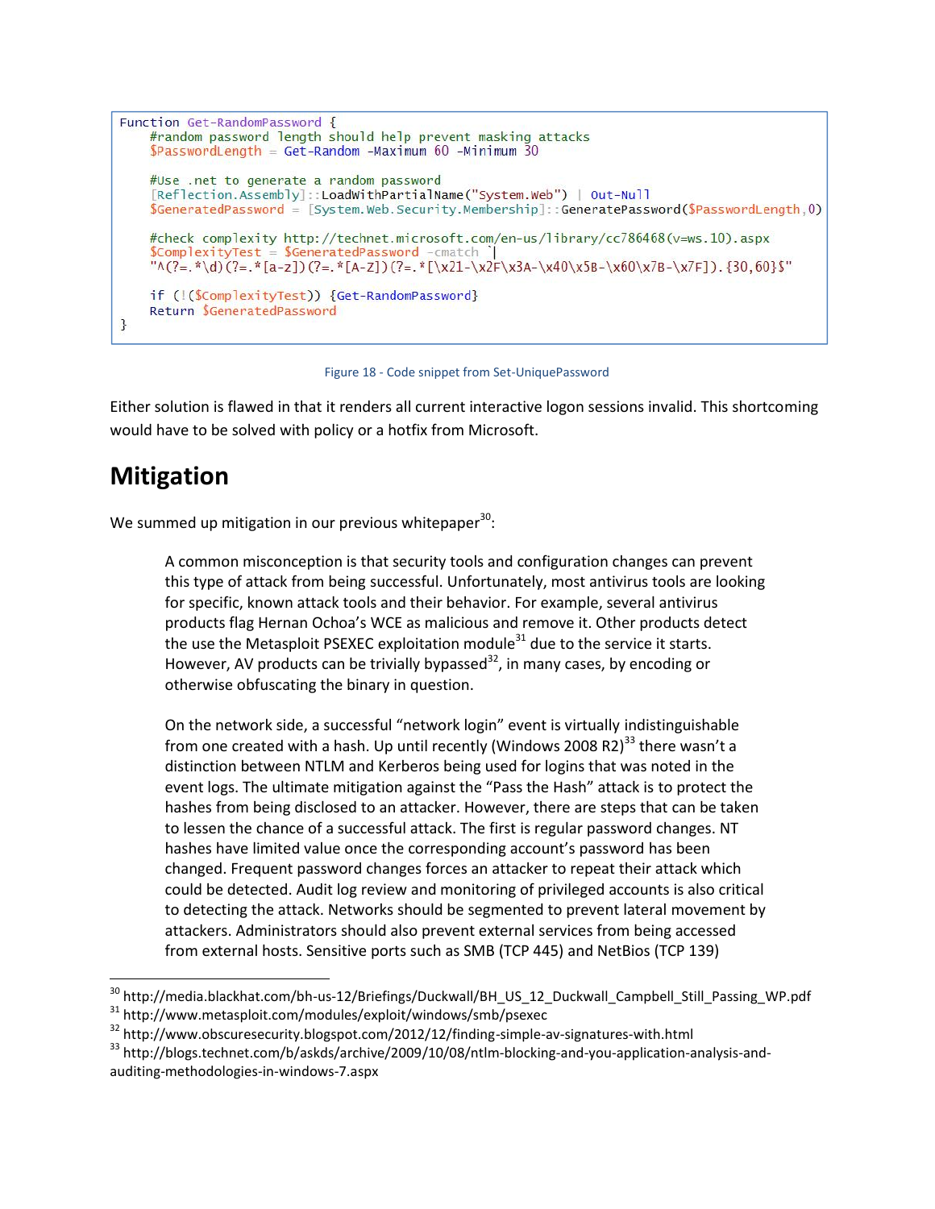```
Function Get-RandomPassword {
    #random password length should help prevent masking attacks
    $PasswordLength = Get-Random -Maximum 60 -Minimum 30

    #Use .net to generate a random password
    [Reflection.Assembly]::LoadWithPartialName("System.Web") | Out-Null
    $GeneratedPassword = [System.Web.Security.Membership]::GeneratePassword($PasswordLength,0)

    #check complexity http://technet.microsoft.com/en-us/library/cc786468(v=ws.10).aspx
    $ComplexityTest = $GeneratedPassword -cmatch `
    "^(?=.*\d)(?=.*[a-z])(?=.*[A-Z])(?=.*[\x21-\x2F\x3A-\x40\x5B-\x60\x7B-\x7F]).{30,60}$"

    if (!($ComplexityTest)) {Get-RandomPassword}
    Return $GeneratedPassword
}
```

Figure 18 - Code snippet from Set-UniquePassword

Either solution is flawed in that it renders all current interactive logon sessions invalid. This shortcoming would have to be solved with policy or a hotfix from Microsoft.

# Mitigation

We summed up mitigation in our previous whitepaper[30]:

> A common misconception is that security tools and configuration changes can prevent this type of attack from being successful. Unfortunately, most antivirus tools are looking for specific, known attack tools and their behavior. For example, several antivirus products flag Hernan Ochoa's WCE as malicious and remove it. Other products detect the use the Metasploit PSEXEC exploitation module[31] due to the service it starts. However, AV products can be trivially bypassed[32], in many cases, by encoding or otherwise obfuscating the binary in question.
>
> On the network side, a successful "network login" event is virtually indistinguishable from one created with a hash. Up until recently (Windows 2008 R2)[33] there wasn't a distinction between NTLM and Kerberos being used for logins that was noted in the event logs. The ultimate mitigation against the "Pass the Hash" attack is to protect the hashes from being disclosed to an attacker. However, there are steps that can be taken to lessen the chance of a successful attack. The first is regular password changes. NT hashes have limited value once the corresponding account's password has been changed. Frequent password changes forces an attacker to repeat their attack which could be detected. Audit log review and monitoring of privileged accounts is also critical to detecting the attack. Networks should be segmented to prevent lateral movement by attackers. Administrators should also prevent external services from being accessed from external hosts. Sensitive ports such as SMB (TCP 445) and NetBios (TCP 139)

---

[30] http://media.blackhat.com/bh-us-12/Briefings/Duckwall/BH_US_12_Duckwall_Campbell_Still_Passing_WP.pdf
[31] http://www.metasploit.com/modules/exploit/windows/smb/psexec
[32] http://www.obscuresecurity.blogspot.com/2012/12/finding-simple-av-signatures-with.html
[33] http://blogs.technet.com/b/askds/archive/2009/10/08/ntlm-blocking-and-you-application-analysis-and-auditing-methodologies-in-windows-7.aspx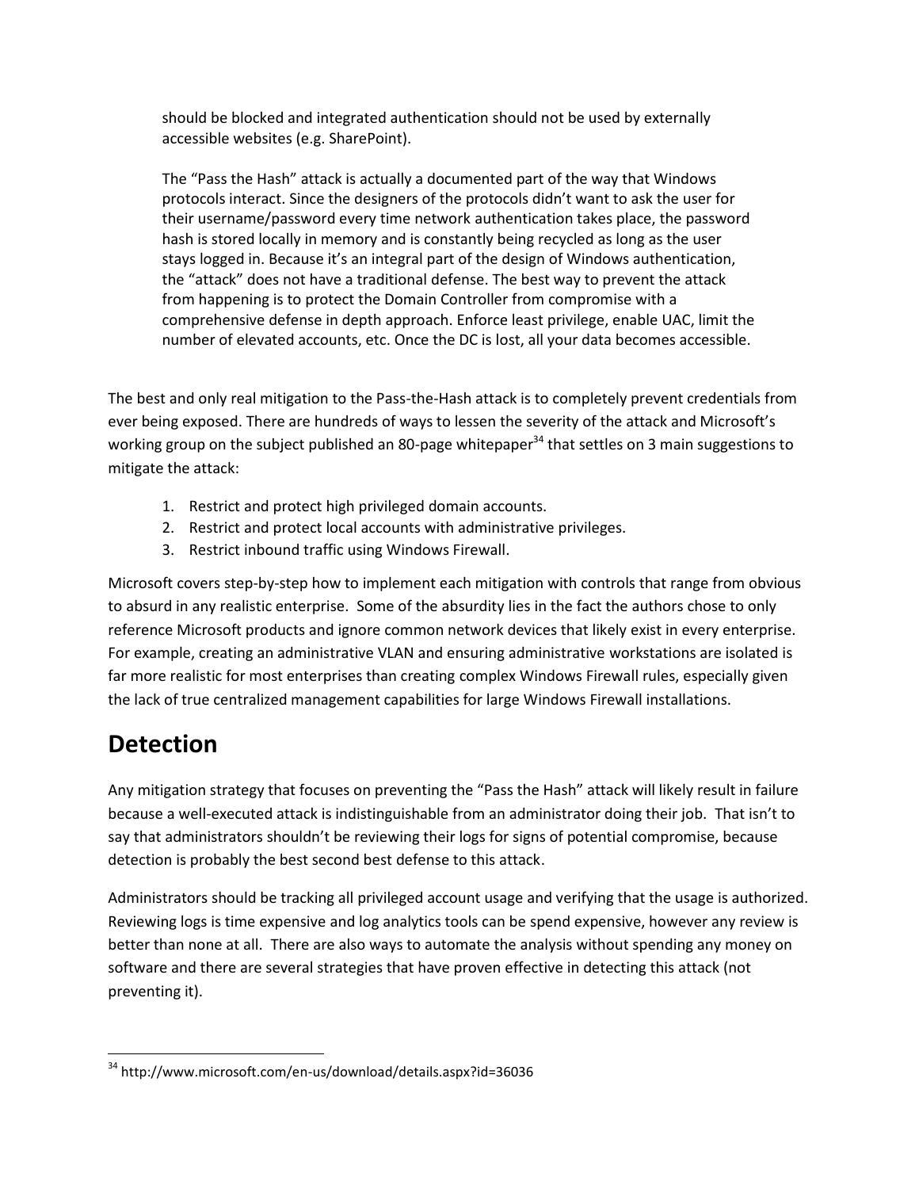should be blocked and integrated authentication should not be used by externally accessible websites (e.g. SharePoint).

> The "Pass the Hash" attack is actually a documented part of the way that Windows protocols interact. Since the designers of the protocols didn't want to ask the user for their username/password every time network authentication takes place, the password hash is stored locally in memory and is constantly being recycled as long as the user stays logged in. Because it's an integral part of the design of Windows authentication, the "attack" does not have a traditional defense. The best way to prevent the attack from happening is to protect the Domain Controller from compromise with a comprehensive defense in depth approach. Enforce least privilege, enable UAC, limit the number of elevated accounts, etc. Once the DC is lost, all your data becomes accessible.

The best and only real mitigation to the Pass-the-Hash attack is to completely prevent credentials from ever being exposed. There are hundreds of ways to lessen the severity of the attack and Microsoft's working group on the subject published an 80-page whitepaper[34] that settles on 3 main suggestions to mitigate the attack:

1. Restrict and protect high privileged domain accounts.
2. Restrict and protect local accounts with administrative privileges.
3. Restrict inbound traffic using Windows Firewall.

Microsoft covers step-by-step how to implement each mitigation with controls that range from obvious to absurd in any realistic enterprise. Some of the absurdity lies in the fact the authors chose to only reference Microsoft products and ignore common network devices that likely exist in every enterprise. For example, creating an administrative VLAN and ensuring administrative workstations are isolated is far more realistic for most enterprises than creating complex Windows Firewall rules, especially given the lack of true centralized management capabilities for large Windows Firewall installations.

# Detection

Any mitigation strategy that focuses on preventing the "Pass the Hash" attack will likely result in failure because a well-executed attack is indistinguishable from an administrator doing their job. That isn't to say that administrators shouldn't be reviewing their logs for signs of potential compromise, because detection is probably the best second best defense to this attack.

Administrators should be tracking all privileged account usage and verifying that the usage is authorized. Reviewing logs is time expensive and log analytics tools can be spend expensive, however any review is better than none at all. There are also ways to automate the analysis without spending any money on software and there are several strategies that have proven effective in detecting this attack (not preventing it).

---

[34] http://www.microsoft.com/en-us/download/details.aspx?id=36036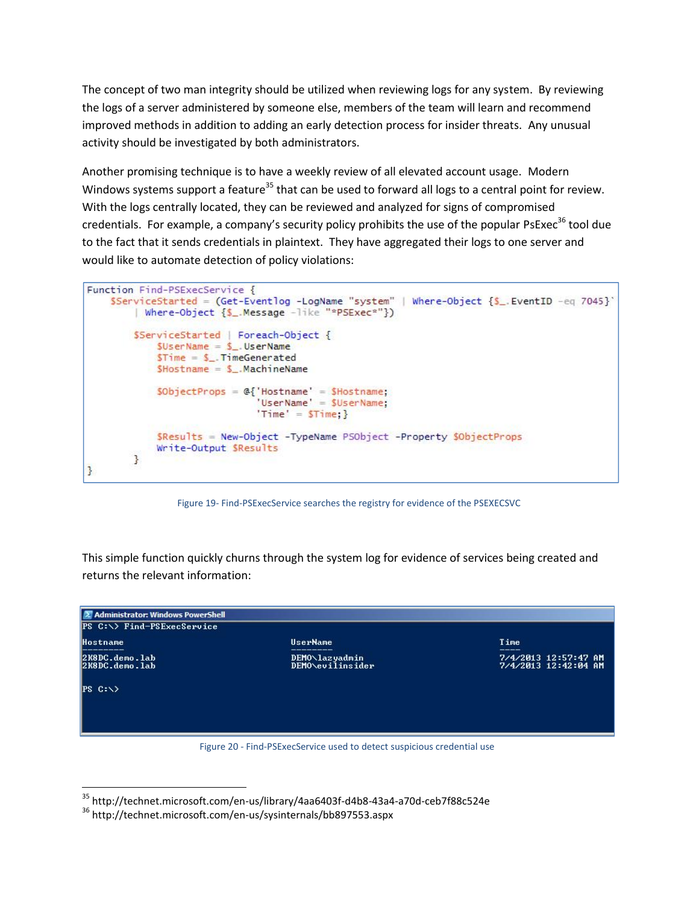The concept of two man integrity should be utilized when reviewing logs for any system. By reviewing the logs of a server administered by someone else, members of the team will learn and recommend improved methods in addition to adding an early detection process for insider threats. Any unusual activity should be investigated by both administrators.

Another promising technique is to have a weekly review of all elevated account usage. Modern Windows systems support a feature[35] that can be used to forward all logs to a central point for review. With the logs centrally located, they can be reviewed and analyzed for signs of compromised credentials. For example, a company's security policy prohibits the use of the popular PsExec[36] tool due to the fact that it sends credentials in plaintext. They have aggregated their logs to one server and would like to automate detection of policy violations:

```
Function Find-PSExecService {
    $ServiceStarted = (Get-Eventlog -LogName "system" | Where-Object {$_.EventID -eq 7045}`
        | Where-Object {$_.Message -like "*PSExec*"})

        $ServiceStarted | Foreach-Object {
            $UserName = $_.UserName
            $Time = $_.TimeGenerated
            $Hostname = $_.MachineName

            $ObjectProps = @{'Hostname' = $Hostname;
                             'UserName' = $UserName;
                             'Time' = $Time;}

            $Results = New-Object -TypeName PSObject -Property $ObjectProps
            Write-Output $Results
        }
}
```

Figure 19- Find-PSExecService searches the registry for evidence of the PSEXECSVC

This simple function quickly churns through the system log for evidence of services being created and returns the relevant information:

```
Administrator: Windows PowerShell
PS C:\> Find-PSExecService

Hostname                              UserName                              Time
--------                              --------                              ----
2K8DC.demo.lab                        DEMO\lazyadmin                        7/4/2013 12:57:47 AM
2K8DC.demo.lab                        DEMO\evilinsider                      7/4/2013 12:42:04 AM

PS C:\>
```

Figure 20 - Find-PSExecService used to detect suspicious credential use

[35] http://technet.microsoft.com/en-us/library/4aa6403f-d4b8-43a4-a70d-ceb7f88c524e

[36] http://technet.microsoft.com/en-us/sysinternals/bb897553.aspx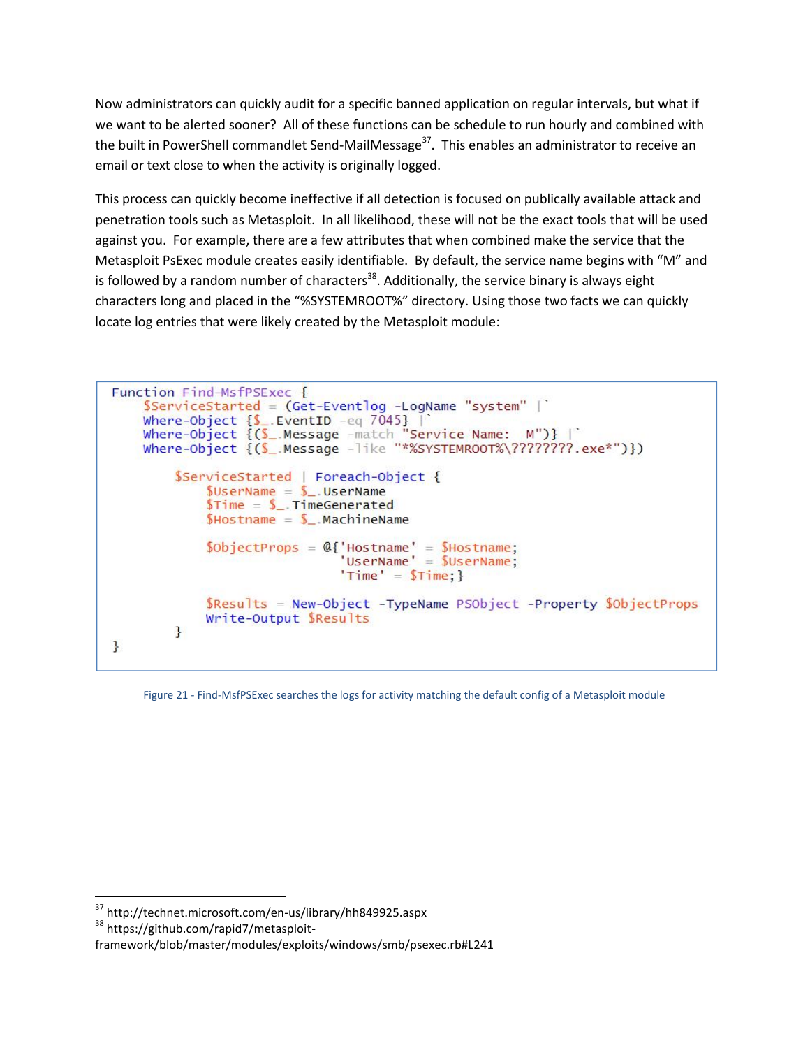Now administrators can quickly audit for a specific banned application on regular intervals, but what if we want to be alerted sooner? All of these functions can be schedule to run hourly and combined with the built in PowerShell commandlet Send-MailMessage[37]. This enables an administrator to receive an email or text close to when the activity is originally logged.

This process can quickly become ineffective if all detection is focused on publically available attack and penetration tools such as Metasploit. In all likelihood, these will not be the exact tools that will be used against you. For example, there are a few attributes that when combined make the service that the Metasploit PsExec module creates easily identifiable. By default, the service name begins with “M” and is followed by a random number of characters[38]. Additionally, the service binary is always eight characters long and placed in the “%SYSTEMROOT%” directory. Using those two facts we can quickly locate log entries that were likely created by the Metasploit module:

```
Function Find-MsfPSExec {
    $ServiceStarted = (Get-Eventlog -LogName "system" |`
    Where-Object {$_.EventID -eq 7045} |`
    Where-Object {($_.Message -match "Service Name:  M")} |`
    Where-Object {($_.Message -like "*%SYSTEMROOT%\????????.exe*")})

        $ServiceStarted | Foreach-Object {
            $UserName = $_.UserName
            $Time = $_.TimeGenerated
            $Hostname = $_.MachineName

            $ObjectProps = @{'Hostname' = $Hostname;
                             'UserName' = $UserName;
                             'Time' = $Time;}

            $Results = New-Object -TypeName PSObject -Property $ObjectProps
            Write-Output $Results
        }
}
```

Figure 21 - Find-MsfPSExec searches the logs for activity matching the default config of a Metasploit module

[37] http://technet.microsoft.com/en-us/library/hh849925.aspx
[38] https://github.com/rapid7/metasploit-framework/blob/master/modules/exploits/windows/smb/psexec.rb#L241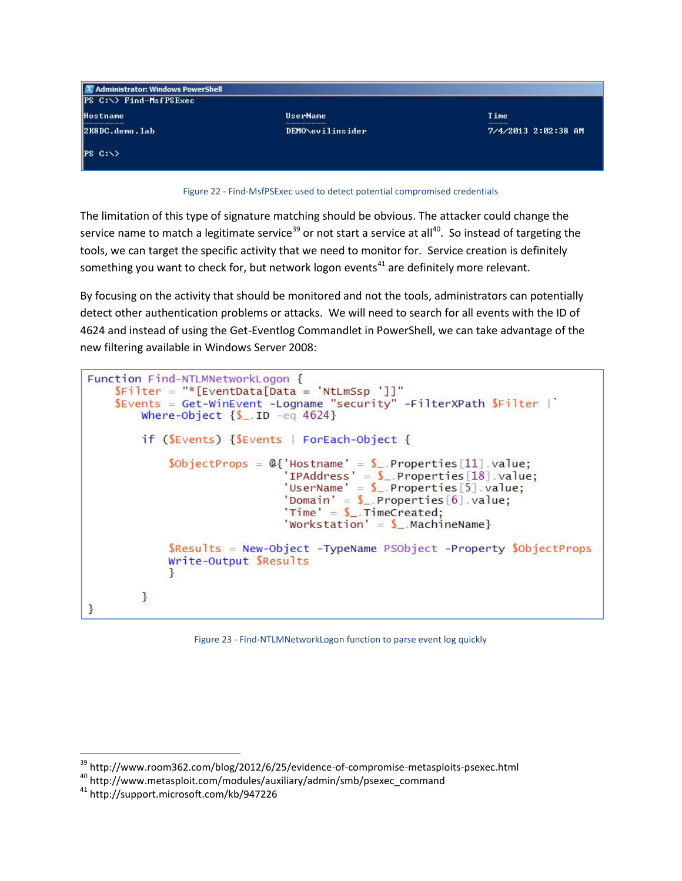```
Administrator: Windows PowerShell
PS C:\> Find-MsfPSExec

Hostname                         UserName                         Time
--------                         --------                         ----
2K8DC.demo.lab                   DEMO\evilinsider                 7/4/2013 2:02:38 AM

PS C:\>
```

Figure 22 - Find-MsfPSExec used to detect potential compromised credentials

The limitation of this type of signature matching should be obvious. The attacker could change the service name to match a legitimate service[39] or not start a service at all[40]. So instead of targeting the tools, we can target the specific activity that we need to monitor for. Service creation is definitely something you want to check for, but network logon events[41] are definitely more relevant.

By focusing on the activity that should be monitored and not the tools, administrators can potentially detect other authentication problems or attacks. We will need to search for all events with the ID of 4624 and instead of using the Get-Eventlog Commandlet in PowerShell, we can take advantage of the new filtering available in Windows Server 2008:

```
Function Find-NTLMNetworkLogon {
    $Filter = "*[EventData[Data = 'NtLmSsp ']]"
    $Events = Get-WinEvent -Logname "security" -FilterXPath $Filter |`
        Where-Object {$_.ID -eq 4624}

        if ($Events) {$Events | ForEach-Object {

            $ObjectProps = @{'Hostname' = $_.Properties[11].value;
                            'IPAddress' = $_.Properties[18].value;
                            'UserName' = $_.Properties[5].value;
                            'Domain' = $_.Properties[6].value;
                            'Time' = $_.TimeCreated;
                            'Workstation' = $_.MachineName}

            $Results = New-Object -TypeName PSObject -Property $ObjectProps
            Write-Output $Results
            }

        }
}
```

Figure 23 - Find-NTLMNetworkLogon function to parse event log quickly

---

[39] http://www.room362.com/blog/2012/6/25/evidence-of-compromise-metasploits-psexec.html
[40] http://www.metasploit.com/modules/auxiliary/admin/smb/psexec_command
[41] http://support.microsoft.com/kb/947226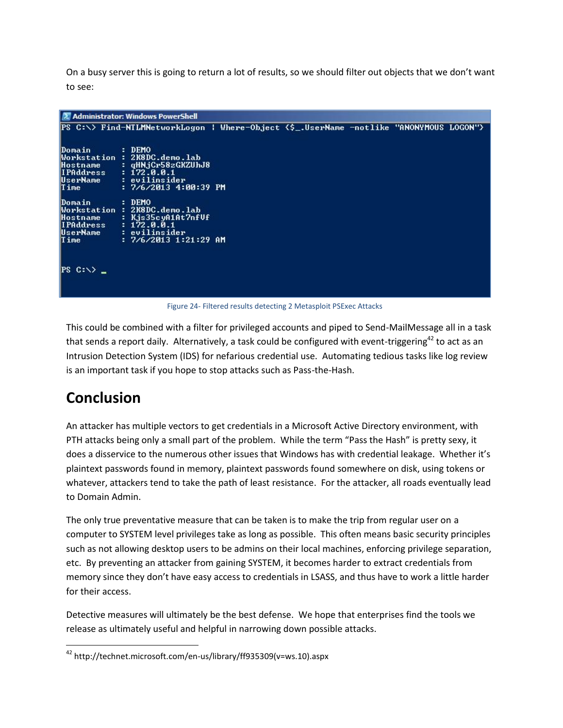On a busy server this is going to return a lot of results, so we should filter out objects that we don't want to see:

```
Administrator: Windows PowerShell
PS C:\> Find-NTLMNetworkLogon | Where-Object {$_.UserName -notlike "ANONYMOUS LOGON"}


Domain      : DEMO
Workstation : 2K8DC.demo.lab
Hostname    : qHNjCr58zGKZUhJ8
IPAddress   : 172.0.0.1
UserName    : evilinsider
Time        : 7/6/2013 4:00:39 PM

Domain      : DEMO
Workstation : 2K8DC.demo.lab
Hostname    : Kjs35cyA1At7nfVf
IPAddress   : 172.0.0.1
UserName    : evilinsider
Time        : 7/6/2013 1:21:29 AM


PS C:\> _
```

Figure 24- Filtered results detecting 2 Metasploit PSExec Attacks

This could be combined with a filter for privileged accounts and piped to Send-MailMessage all in a task that sends a report daily. Alternatively, a task could be configured with event-triggering[42] to act as an Intrusion Detection System (IDS) for nefarious credential use. Automating tedious tasks like log review is an important task if you hope to stop attacks such as Pass-the-Hash.

# Conclusion

An attacker has multiple vectors to get credentials in a Microsoft Active Directory environment, with PTH attacks being only a small part of the problem. While the term "Pass the Hash" is pretty sexy, it does a disservice to the numerous other issues that Windows has with credential leakage. Whether it's plaintext passwords found in memory, plaintext passwords found somewhere on disk, using tokens or whatever, attackers tend to take the path of least resistance. For the attacker, all roads eventually lead to Domain Admin.

The only true preventative measure that can be taken is to make the trip from regular user on a computer to SYSTEM level privileges take as long as possible. This often means basic security principles such as not allowing desktop users to be admins on their local machines, enforcing privilege separation, etc. By preventing an attacker from gaining SYSTEM, it becomes harder to extract credentials from memory since they don't have easy access to credentials in LSASS, and thus have to work a little harder for their access.

Detective measures will ultimately be the best defense. We hope that enterprises find the tools we release as ultimately useful and helpful in narrowing down possible attacks.

[42] http://technet.microsoft.com/en-us/library/ff935309(v=ws.10).aspx